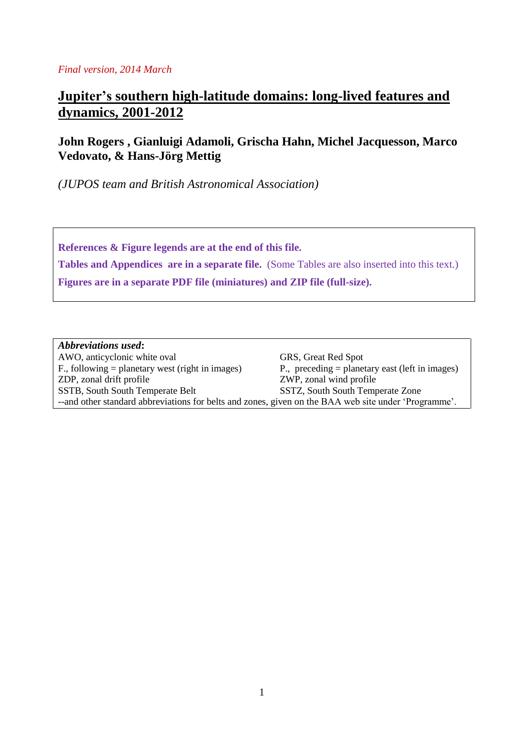*Final version, 2014 March*

# Jupiter's southern high-latitude domains: long-lived features and dynamics, 2001-2012

**John Rogers , Gianluigi Adamoli, Grischa Hahn, Michel Jacquesson, Marco Vedovato, & Hans-Jörg Mettig**

*(JUPOS team and British Astronomical Association)*

**References & Figure legends are at the end of this file.**

**Tables and Appendices are in a separate file.** (Some Tables are also inserted into this text.)

**Figures are in a separate PDF file (miniatures) and ZIP file (full-size).**

***Abbreviations used*:**

| | |
|---|---|
| AWO, anticyclonic white oval | GRS, Great Red Spot |
| F., following = planetary west (right in images) | P., preceding = planetary east (left in images) |
| ZDP, zonal drift profile | ZWP, zonal wind profile |
| SSTB, South South Temperate Belt | SSTZ, South South Temperate Zone |

--and other standard abbreviations for belts and zones, given on the BAA web site under 'Programme'.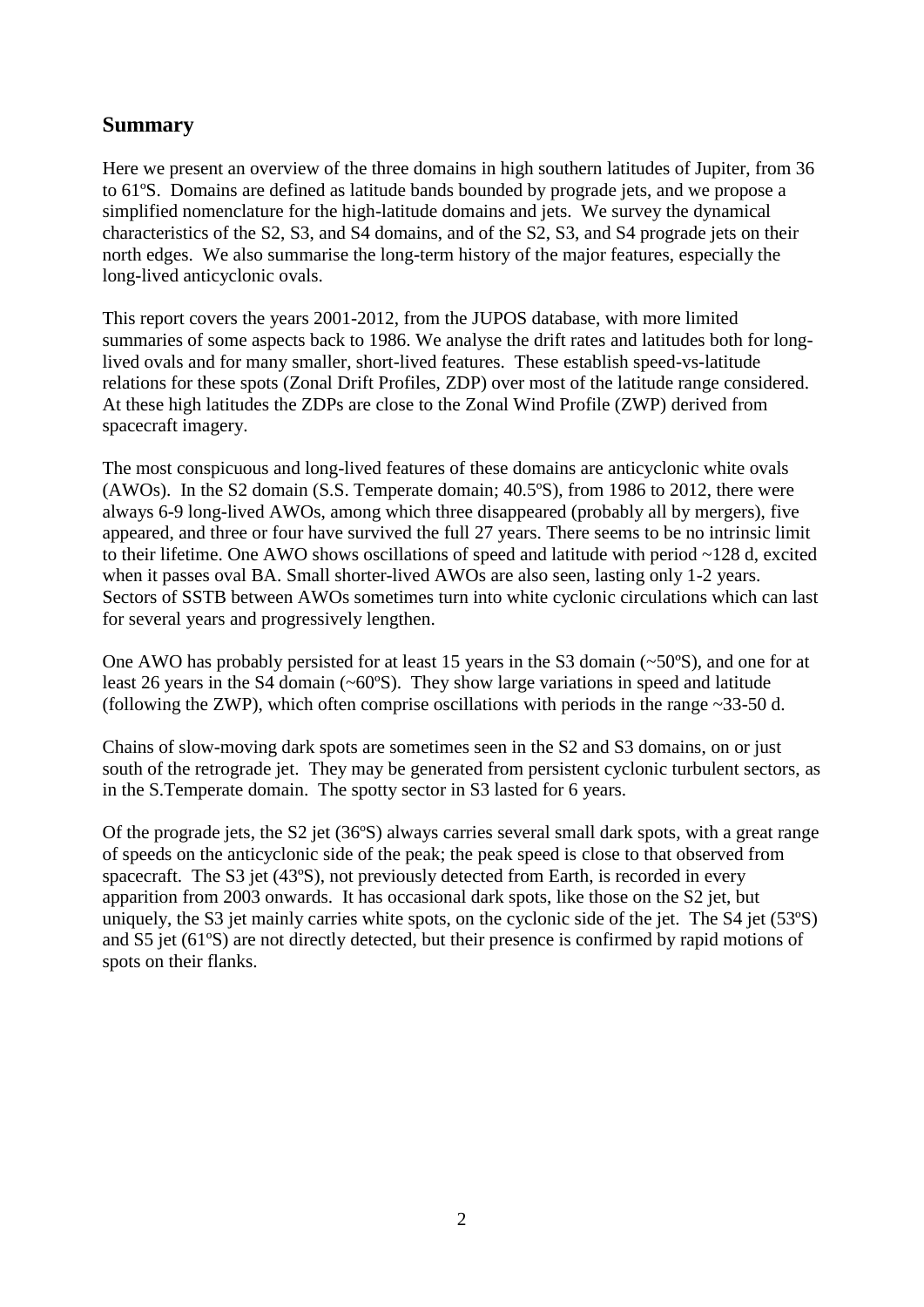## Summary

Here we present an overview of the three domains in high southern latitudes of Jupiter, from 36 to 61ºS. Domains are defined as latitude bands bounded by prograde jets, and we propose a simplified nomenclature for the high-latitude domains and jets. We survey the dynamical characteristics of the S2, S3, and S4 domains, and of the S2, S3, and S4 prograde jets on their north edges. We also summarise the long-term history of the major features, especially the long-lived anticyclonic ovals.

This report covers the years 2001-2012, from the JUPOS database, with more limited summaries of some aspects back to 1986. We analyse the drift rates and latitudes both for long-lived ovals and for many smaller, short-lived features. These establish speed-vs-latitude relations for these spots (Zonal Drift Profiles, ZDP) over most of the latitude range considered. At these high latitudes the ZDPs are close to the Zonal Wind Profile (ZWP) derived from spacecraft imagery.

The most conspicuous and long-lived features of these domains are anticyclonic white ovals (AWOs). In the S2 domain (S.S. Temperate domain; 40.5ºS), from 1986 to 2012, there were always 6-9 long-lived AWOs, among which three disappeared (probably all by mergers), five appeared, and three or four have survived the full 27 years. There seems to be no intrinsic limit to their lifetime. One AWO shows oscillations of speed and latitude with period ~128 d, excited when it passes oval BA. Small shorter-lived AWOs are also seen, lasting only 1-2 years. Sectors of SSTB between AWOs sometimes turn into white cyclonic circulations which can last for several years and progressively lengthen.

One AWO has probably persisted for at least 15 years in the S3 domain (~50ºS), and one for at least 26 years in the S4 domain (~60ºS). They show large variations in speed and latitude (following the ZWP), which often comprise oscillations with periods in the range ~33-50 d.

Chains of slow-moving dark spots are sometimes seen in the S2 and S3 domains, on or just south of the retrograde jet. They may be generated from persistent cyclonic turbulent sectors, as in the S.Temperate domain. The spotty sector in S3 lasted for 6 years.

Of the prograde jets, the S2 jet (36ºS) always carries several small dark spots, with a great range of speeds on the anticyclonic side of the peak; the peak speed is close to that observed from spacecraft. The S3 jet (43ºS), not previously detected from Earth, is recorded in every apparition from 2003 onwards. It has occasional dark spots, like those on the S2 jet, but uniquely, the S3 jet mainly carries white spots, on the cyclonic side of the jet. The S4 jet (53ºS) and S5 jet (61ºS) are not directly detected, but their presence is confirmed by rapid motions of spots on their flanks.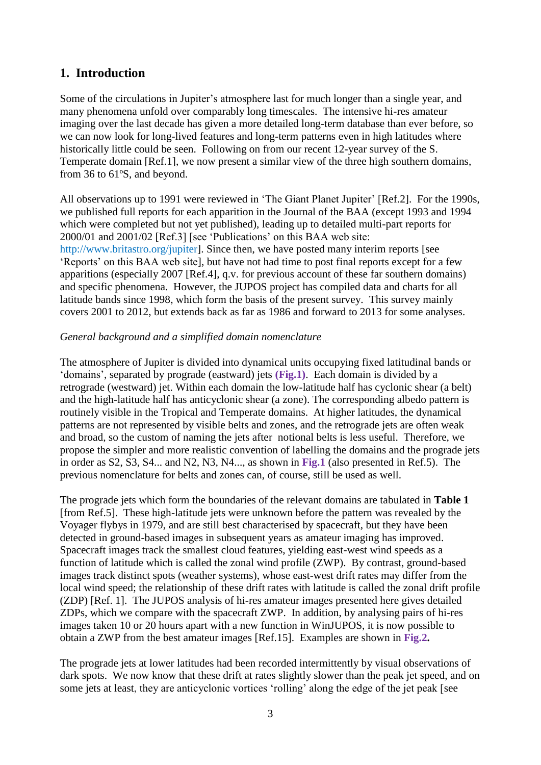## 1. Introduction

Some of the circulations in Jupiter's atmosphere last for much longer than a single year, and many phenomena unfold over comparably long timescales. The intensive hi-res amateur imaging over the last decade has given a more detailed long-term database than ever before, so we can now look for long-lived features and long-term patterns even in high latitudes where historically little could be seen. Following on from our recent 12-year survey of the S. Temperate domain [Ref.1], we now present a similar view of the three high southern domains, from 36 to 61ºS, and beyond.

All observations up to 1991 were reviewed in 'The Giant Planet Jupiter' [Ref.2]. For the 1990s, we published full reports for each apparition in the Journal of the BAA (except 1993 and 1994 which were completed but not yet published), leading up to detailed multi-part reports for 2000/01 and 2001/02 [Ref.3] [see 'Publications' on this BAA web site: http://www.britastro.org/jupiter]. Since then, we have posted many interim reports [see 'Reports' on this BAA web site], but have not had time to post final reports except for a few apparitions (especially 2007 [Ref.4], q.v. for previous account of these far southern domains) and specific phenomena. However, the JUPOS project has compiled data and charts for all latitude bands since 1998, which form the basis of the present survey. This survey mainly covers 2001 to 2012, but extends back as far as 1986 and forward to 2013 for some analyses.

*General background and a simplified domain nomenclature*

The atmosphere of Jupiter is divided into dynamical units occupying fixed latitudinal bands or 'domains', separated by prograde (eastward) jets **(Fig.1)**. Each domain is divided by a retrograde (westward) jet. Within each domain the low-latitude half has cyclonic shear (a belt) and the high-latitude half has anticyclonic shear (a zone). The corresponding albedo pattern is routinely visible in the Tropical and Temperate domains. At higher latitudes, the dynamical patterns are not represented by visible belts and zones, and the retrograde jets are often weak and broad, so the custom of naming the jets after notional belts is less useful. Therefore, we propose the simpler and more realistic convention of labelling the domains and the prograde jets in order as S2, S3, S4... and N2, N3, N4..., as shown in **Fig.1** (also presented in Ref.5). The previous nomenclature for belts and zones can, of course, still be used as well.

The prograde jets which form the boundaries of the relevant domains are tabulated in **Table 1** [from Ref.5]. These high-latitude jets were unknown before the pattern was revealed by the Voyager flybys in 1979, and are still best characterised by spacecraft, but they have been detected in ground-based images in subsequent years as amateur imaging has improved. Spacecraft images track the smallest cloud features, yielding east-west wind speeds as a function of latitude which is called the zonal wind profile (ZWP). By contrast, ground-based images track distinct spots (weather systems), whose east-west drift rates may differ from the local wind speed; the relationship of these drift rates with latitude is called the zonal drift profile (ZDP) [Ref. 1]. The JUPOS analysis of hi-res amateur images presented here gives detailed ZDPs, which we compare with the spacecraft ZWP. In addition, by analysing pairs of hi-res images taken 10 or 20 hours apart with a new function in WinJUPOS, it is now possible to obtain a ZWP from the best amateur images [Ref.15]. Examples are shown in **Fig.2.**

The prograde jets at lower latitudes had been recorded intermittently by visual observations of dark spots. We now know that these drift at rates slightly slower than the peak jet speed, and on some jets at least, they are anticyclonic vortices 'rolling' along the edge of the jet peak [see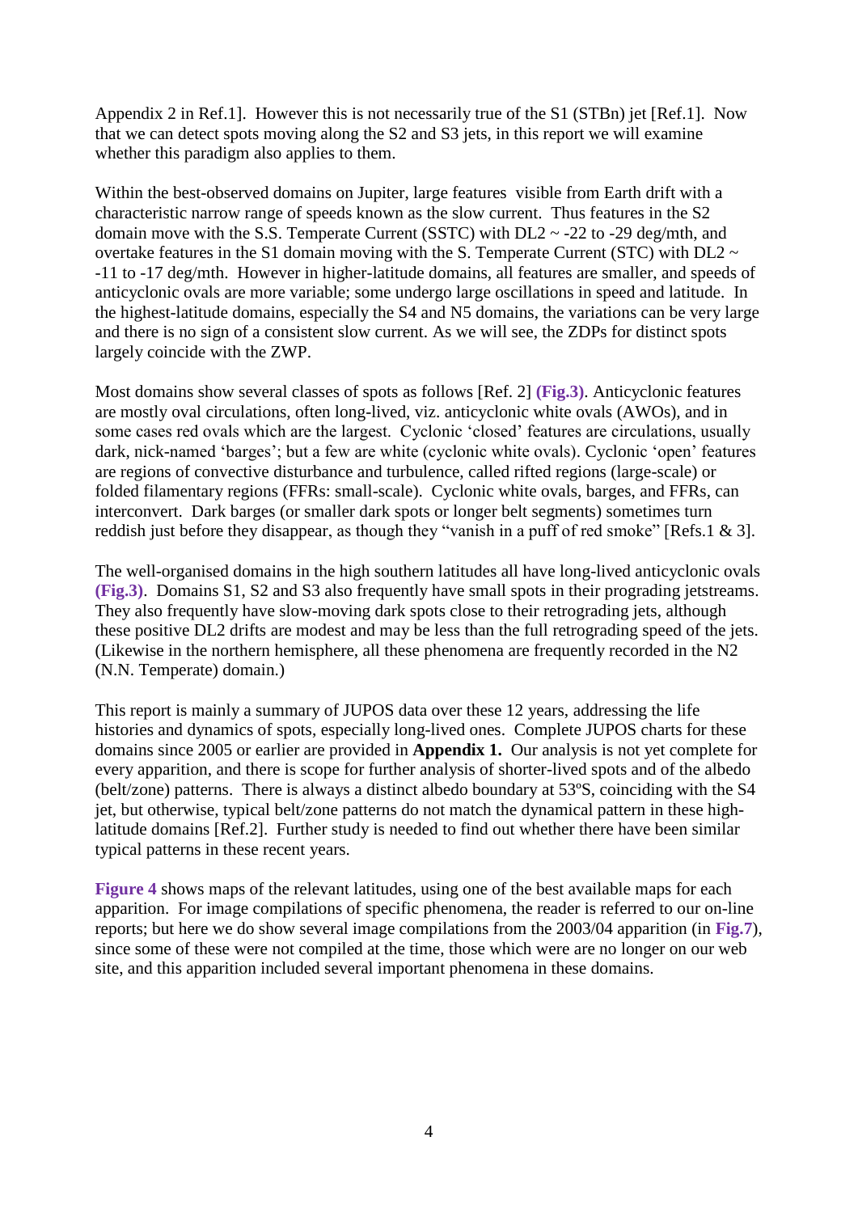Appendix 2 in Ref.1]. However this is not necessarily true of the S1 (STBn) jet [Ref.1]. Now that we can detect spots moving along the S2 and S3 jets, in this report we will examine whether this paradigm also applies to them.

Within the best-observed domains on Jupiter, large features visible from Earth drift with a characteristic narrow range of speeds known as the slow current. Thus features in the S2 domain move with the S.S. Temperate Current (SSTC) with DL2 ~ -22 to -29 deg/mth, and overtake features in the S1 domain moving with the S. Temperate Current (STC) with DL2 ~ -11 to -17 deg/mth. However in higher-latitude domains, all features are smaller, and speeds of anticyclonic ovals are more variable; some undergo large oscillations in speed and latitude. In the highest-latitude domains, especially the S4 and N5 domains, the variations can be very large and there is no sign of a consistent slow current. As we will see, the ZDPs for distinct spots largely coincide with the ZWP.

Most domains show several classes of spots as follows [Ref. 2] **(Fig.3)**. Anticyclonic features are mostly oval circulations, often long-lived, viz. anticyclonic white ovals (AWOs), and in some cases red ovals which are the largest. Cyclonic 'closed' features are circulations, usually dark, nick-named 'barges'; but a few are white (cyclonic white ovals). Cyclonic 'open' features are regions of convective disturbance and turbulence, called rifted regions (large-scale) or folded filamentary regions (FFRs: small-scale). Cyclonic white ovals, barges, and FFRs, can interconvert. Dark barges (or smaller dark spots or longer belt segments) sometimes turn reddish just before they disappear, as though they "vanish in a puff of red smoke" [Refs.1 & 3].

The well-organised domains in the high southern latitudes all have long-lived anticyclonic ovals **(Fig.3)**. Domains S1, S2 and S3 also frequently have small spots in their prograding jetstreams. They also frequently have slow-moving dark spots close to their retrograding jets, although these positive DL2 drifts are modest and may be less than the full retrograding speed of the jets. (Likewise in the northern hemisphere, all these phenomena are frequently recorded in the N2 (N.N. Temperate) domain.)

This report is mainly a summary of JUPOS data over these 12 years, addressing the life histories and dynamics of spots, especially long-lived ones. Complete JUPOS charts for these domains since 2005 or earlier are provided in **Appendix 1.** Our analysis is not yet complete for every apparition, and there is scope for further analysis of shorter-lived spots and of the albedo (belt/zone) patterns. There is always a distinct albedo boundary at 53ºS, coinciding with the S4 jet, but otherwise, typical belt/zone patterns do not match the dynamical pattern in these high-latitude domains [Ref.2]. Further study is needed to find out whether there have been similar typical patterns in these recent years.

**Figure 4** shows maps of the relevant latitudes, using one of the best available maps for each apparition. For image compilations of specific phenomena, the reader is referred to our on-line reports; but here we do show several image compilations from the 2003/04 apparition (in **Fig.7**), since some of these were not compiled at the time, those which were are no longer on our web site, and this apparition included several important phenomena in these domains.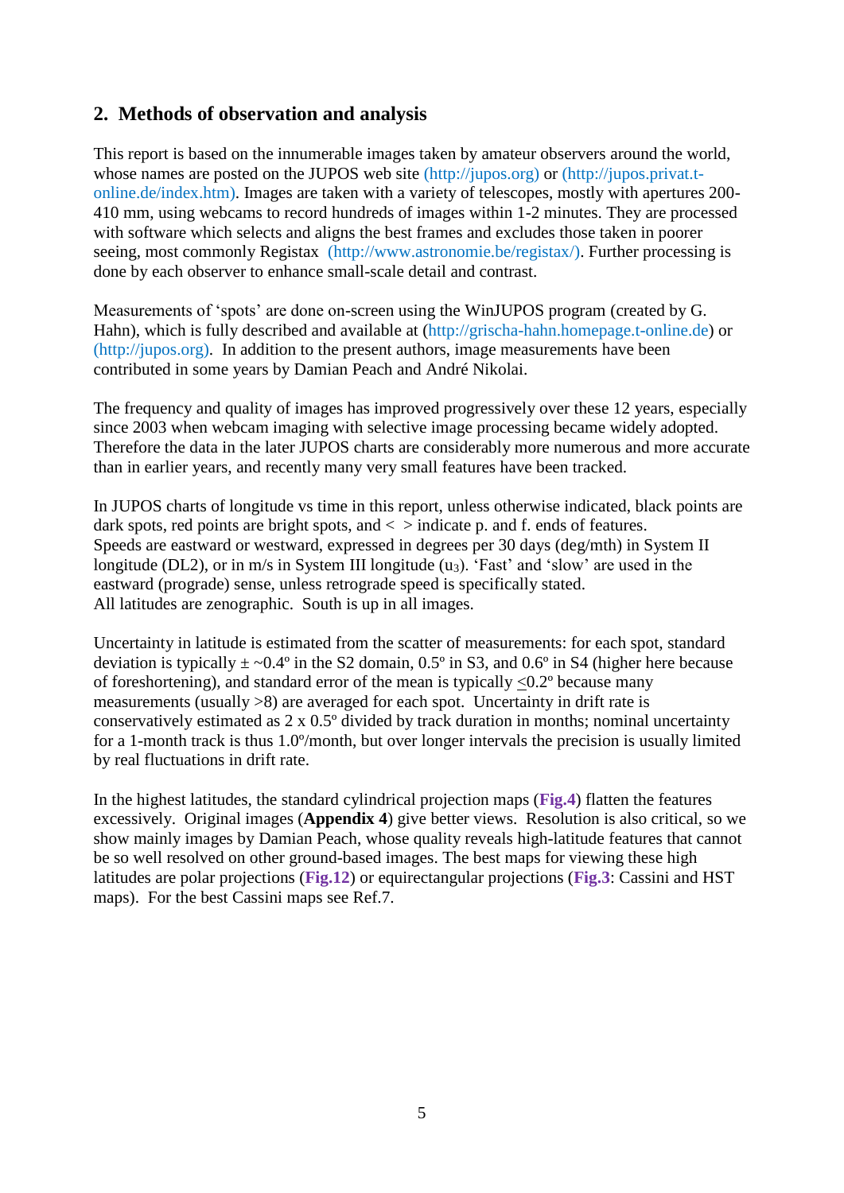## 2. Methods of observation and analysis

This report is based on the innumerable images taken by amateur observers around the world, whose names are posted on the JUPOS web site (http://jupos.org) or (http://jupos.privat.t-online.de/index.htm). Images are taken with a variety of telescopes, mostly with apertures 200-410 mm, using webcams to record hundreds of images within 1-2 minutes. They are processed with software which selects and aligns the best frames and excludes those taken in poorer seeing, most commonly Registax (http://www.astronomie.be/registax/). Further processing is done by each observer to enhance small-scale detail and contrast.

Measurements of 'spots' are done on-screen using the WinJUPOS program (created by G. Hahn), which is fully described and available at (http://grischa-hahn.homepage.t-online.de) or (http://jupos.org). In addition to the present authors, image measurements have been contributed in some years by Damian Peach and André Nikolai.

The frequency and quality of images has improved progressively over these 12 years, especially since 2003 when webcam imaging with selective image processing became widely adopted. Therefore the data in the later JUPOS charts are considerably more numerous and more accurate than in earlier years, and recently many very small features have been tracked.

In JUPOS charts of longitude vs time in this report, unless otherwise indicated, black points are dark spots, red points are bright spots, and < > indicate p. and f. ends of features.
Speeds are eastward or westward, expressed in degrees per 30 days (deg/mth) in System II longitude (DL2), or in m/s in System III longitude ($u_3$). 'Fast' and 'slow' are used in the eastward (prograde) sense, unless retrograde speed is specifically stated.
All latitudes are zenographic. South is up in all images.

Uncertainty in latitude is estimated from the scatter of measurements: for each spot, standard deviation is typically ± ~0.4º in the S2 domain, 0.5º in S3, and 0.6º in S4 (higher here because of foreshortening), and standard error of the mean is typically $\leq$0.2º because many measurements (usually >8) are averaged for each spot. Uncertainty in drift rate is conservatively estimated as 2 x 0.5º divided by track duration in months; nominal uncertainty for a 1-month track is thus 1.0º/month, but over longer intervals the precision is usually limited by real fluctuations in drift rate.

In the highest latitudes, the standard cylindrical projection maps (**Fig.4**) flatten the features excessively. Original images (**Appendix 4**) give better views. Resolution is also critical, so we show mainly images by Damian Peach, whose quality reveals high-latitude features that cannot be so well resolved on other ground-based images. The best maps for viewing these high latitudes are polar projections (**Fig.12**) or equirectangular projections (**Fig.3**: Cassini and HST maps). For the best Cassini maps see Ref.7.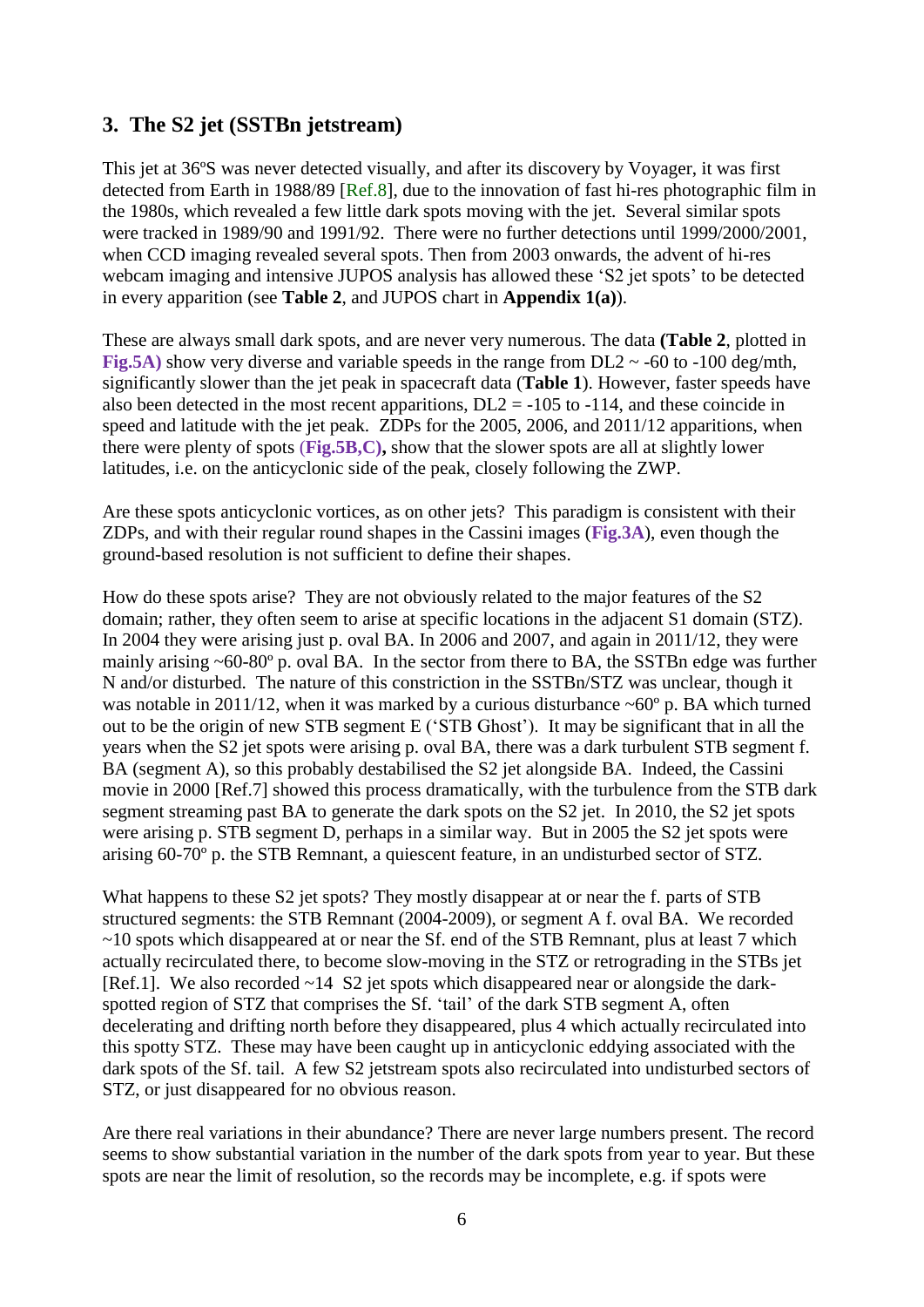## 3. The S2 jet (SSTBn jetstream)

This jet at 36ºS was never detected visually, and after its discovery by Voyager, it was first detected from Earth in 1988/89 [Ref.8], due to the innovation of fast hi-res photographic film in the 1980s, which revealed a few little dark spots moving with the jet. Several similar spots were tracked in 1989/90 and 1991/92. There were no further detections until 1999/2000/2001, when CCD imaging revealed several spots. Then from 2003 onwards, the advent of hi-res webcam imaging and intensive JUPOS analysis has allowed these 'S2 jet spots' to be detected in every apparition (see **Table 2**, and JUPOS chart in **Appendix 1(a)**).

These are always small dark spots, and are never very numerous. The data **(Table 2**, plotted in **Fig.5A)** show very diverse and variable speeds in the range from DL2 ~ -60 to -100 deg/mth, significantly slower than the jet peak in spacecraft data (**Table 1**). However, faster speeds have also been detected in the most recent apparitions, DL2 = -105 to -114, and these coincide in speed and latitude with the jet peak. ZDPs for the 2005, 2006, and 2011/12 apparitions, when there were plenty of spots (**Fig.5B,C),** show that the slower spots are all at slightly lower latitudes, i.e. on the anticyclonic side of the peak, closely following the ZWP.

Are these spots anticyclonic vortices, as on other jets? This paradigm is consistent with their ZDPs, and with their regular round shapes in the Cassini images (**Fig.3A**), even though the ground-based resolution is not sufficient to define their shapes.

How do these spots arise? They are not obviously related to the major features of the S2 domain; rather, they often seem to arise at specific locations in the adjacent S1 domain (STZ). In 2004 they were arising just p. oval BA. In 2006 and 2007, and again in 2011/12, they were mainly arising ~60-80º p. oval BA. In the sector from there to BA, the SSTBn edge was further N and/or disturbed. The nature of this constriction in the SSTBn/STZ was unclear, though it was notable in 2011/12, when it was marked by a curious disturbance ~60º p. BA which turned out to be the origin of new STB segment E ('STB Ghost'). It may be significant that in all the years when the S2 jet spots were arising p. oval BA, there was a dark turbulent STB segment f. BA (segment A), so this probably destabilised the S2 jet alongside BA. Indeed, the Cassini movie in 2000 [Ref.7] showed this process dramatically, with the turbulence from the STB dark segment streaming past BA to generate the dark spots on the S2 jet. In 2010, the S2 jet spots were arising p. STB segment D, perhaps in a similar way. But in 2005 the S2 jet spots were arising 60-70º p. the STB Remnant, a quiescent feature, in an undisturbed sector of STZ.

What happens to these S2 jet spots? They mostly disappear at or near the f. parts of STB structured segments: the STB Remnant (2004-2009), or segment A f. oval BA. We recorded ~10 spots which disappeared at or near the Sf. end of the STB Remnant, plus at least 7 which actually recirculated there, to become slow-moving in the STZ or retrograding in the STBs jet [Ref.1]. We also recorded ~14 S2 jet spots which disappeared near or alongside the dark-spotted region of STZ that comprises the Sf. 'tail' of the dark STB segment A, often decelerating and drifting north before they disappeared, plus 4 which actually recirculated into this spotty STZ. These may have been caught up in anticyclonic eddying associated with the dark spots of the Sf. tail. A few S2 jetstream spots also recirculated into undisturbed sectors of STZ, or just disappeared for no obvious reason.

Are there real variations in their abundance? There are never large numbers present. The record seems to show substantial variation in the number of the dark spots from year to year. But these spots are near the limit of resolution, so the records may be incomplete, e.g. if spots were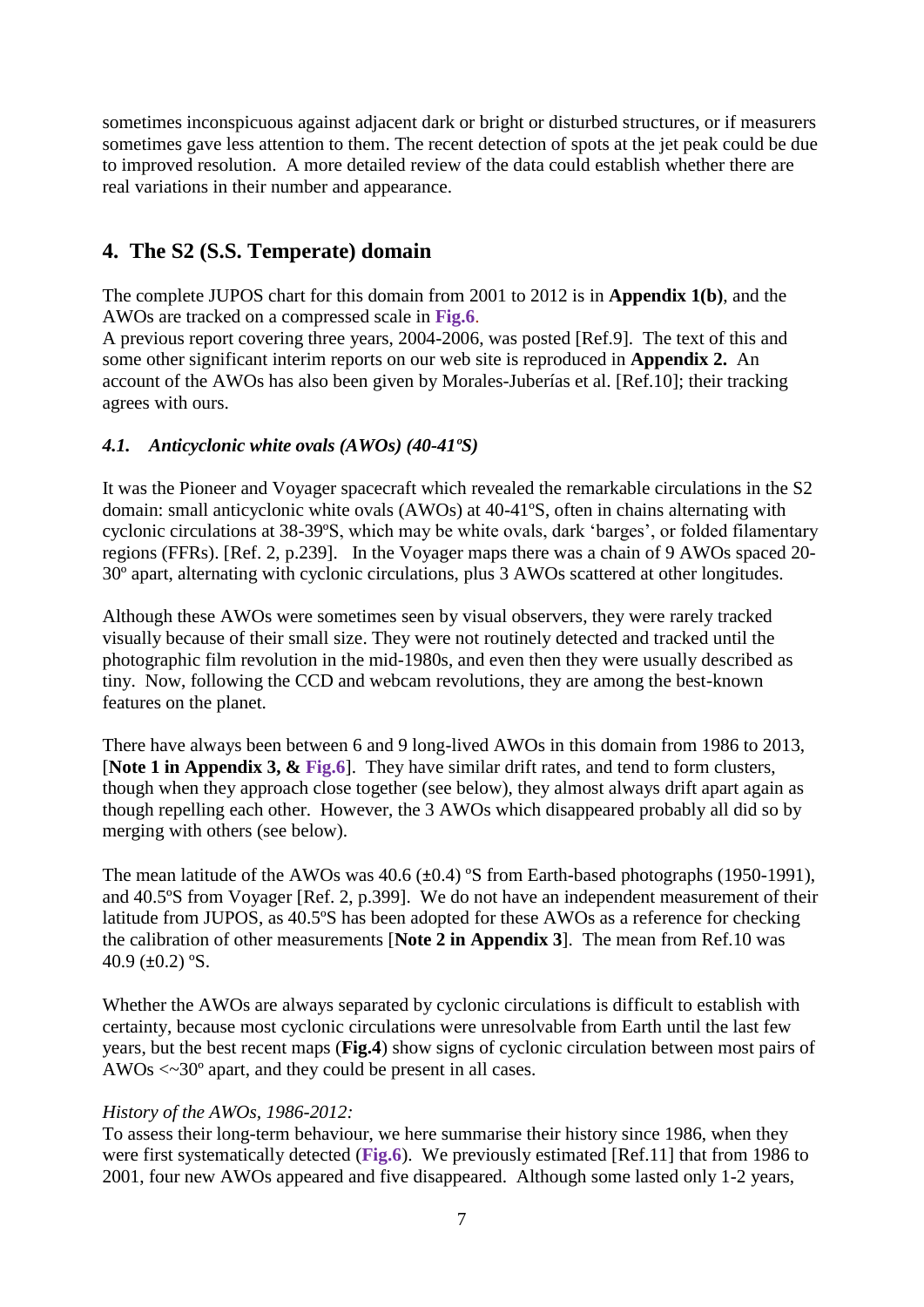sometimes inconspicuous against adjacent dark or bright or disturbed structures, or if measurers sometimes gave less attention to them. The recent detection of spots at the jet peak could be due to improved resolution. A more detailed review of the data could establish whether there are real variations in their number and appearance.

## 4. The S2 (S.S. Temperate) domain

The complete JUPOS chart for this domain from 2001 to 2012 is in **Appendix 1(b)**, and the AWOs are tracked on a compressed scale in **Fig.6**.
A previous report covering three years, 2004-2006, was posted [Ref.9]. The text of this and some other significant interim reports on our web site is reproduced in **Appendix 2.** An account of the AWOs has also been given by Morales-Juberías et al. [Ref.10]; their tracking agrees with ours.

### *4.1. Anticyclonic white ovals (AWOs) (40-41ºS)*

It was the Pioneer and Voyager spacecraft which revealed the remarkable circulations in the S2 domain: small anticyclonic white ovals (AWOs) at 40-41ºS, often in chains alternating with cyclonic circulations at 38-39ºS, which may be white ovals, dark 'barges', or folded filamentary regions (FFRs). [Ref. 2, p.239]. In the Voyager maps there was a chain of 9 AWOs spaced 20-30º apart, alternating with cyclonic circulations, plus 3 AWOs scattered at other longitudes.

Although these AWOs were sometimes seen by visual observers, they were rarely tracked visually because of their small size. They were not routinely detected and tracked until the photographic film revolution in the mid-1980s, and even then they were usually described as tiny. Now, following the CCD and webcam revolutions, they are among the best-known features on the planet.

There have always been between 6 and 9 long-lived AWOs in this domain from 1986 to 2013, [**Note 1 in Appendix 3, & Fig.6**]. They have similar drift rates, and tend to form clusters, though when they approach close together (see below), they almost always drift apart again as though repelling each other. However, the 3 AWOs which disappeared probably all did so by merging with others (see below).

The mean latitude of the AWOs was 40.6 (±0.4) ºS from Earth-based photographs (1950-1991), and 40.5ºS from Voyager [Ref. 2, p.399]. We do not have an independent measurement of their latitude from JUPOS, as 40.5ºS has been adopted for these AWOs as a reference for checking the calibration of other measurements [**Note 2 in Appendix 3**]. The mean from Ref.10 was 40.9 (±0.2) ºS.

Whether the AWOs are always separated by cyclonic circulations is difficult to establish with certainty, because most cyclonic circulations were unresolvable from Earth until the last few years, but the best recent maps (**Fig.4**) show signs of cyclonic circulation between most pairs of AWOs <~30º apart, and they could be present in all cases.

*History of the AWOs, 1986-2012:*
To assess their long-term behaviour, we here summarise their history since 1986, when they were first systematically detected (**Fig.6**). We previously estimated [Ref.11] that from 1986 to 2001, four new AWOs appeared and five disappeared. Although some lasted only 1-2 years,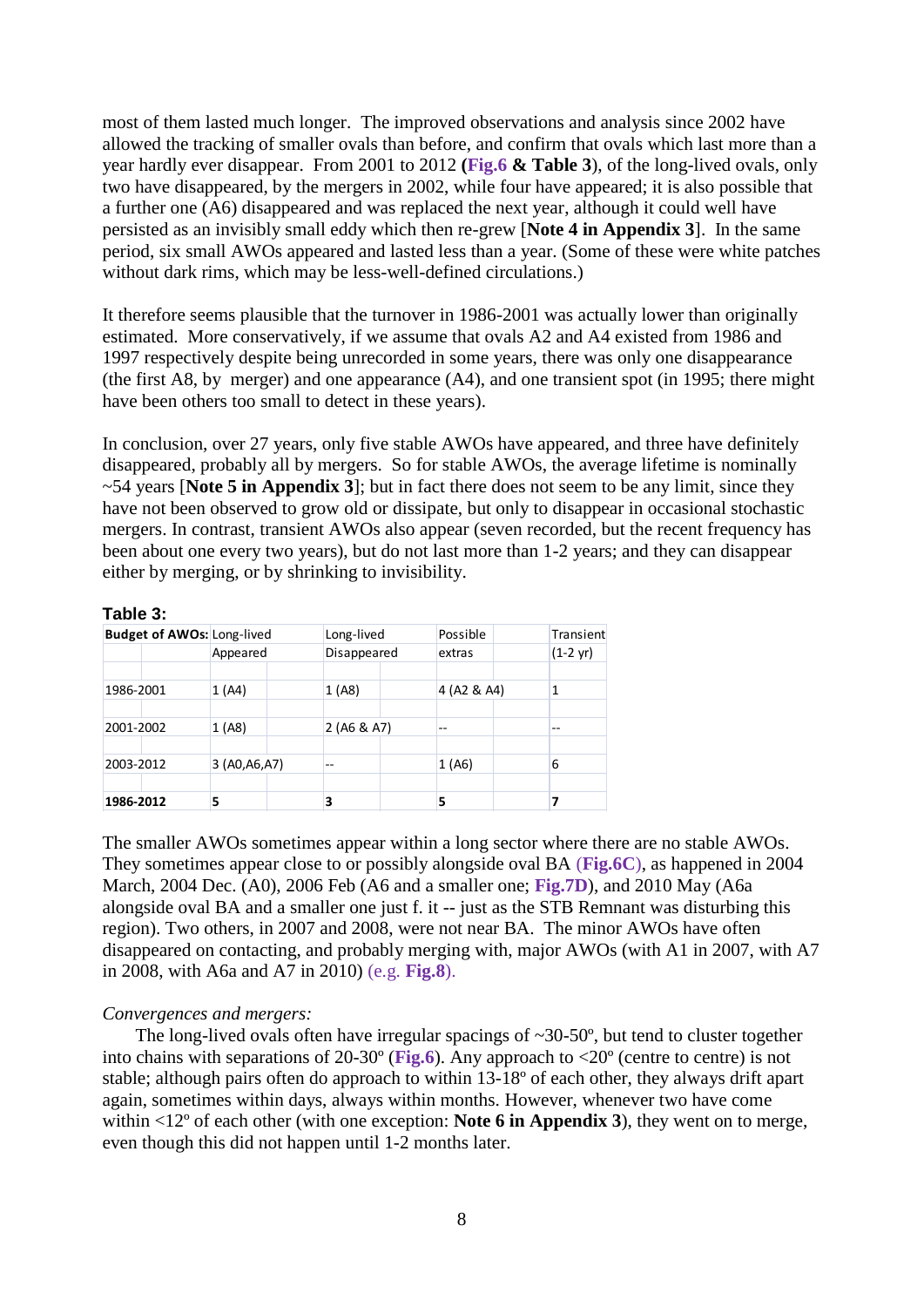most of them lasted much longer. The improved observations and analysis since 2002 have allowed the tracking of smaller ovals than before, and confirm that ovals which last more than a year hardly ever disappear. From 2001 to 2012 (**Fig.6** **& Table 3**), of the long-lived ovals, only two have disappeared, by the mergers in 2002, while four have appeared; it is also possible that a further one (A6) disappeared and was replaced the next year, although it could well have persisted as an invisibly small eddy which then re-grew [**Note 4 in Appendix 3**]. In the same period, six small AWOs appeared and lasted less than a year. (Some of these were white patches without dark rims, which may be less-well-defined circulations.)

It therefore seems plausible that the turnover in 1986-2001 was actually lower than originally estimated. More conservatively, if we assume that ovals A2 and A4 existed from 1986 and 1997 respectively despite being unrecorded in some years, there was only one disappearance (the first A8, by merger) and one appearance (A4), and one transient spot (in 1995; there might have been others too small to detect in these years).

In conclusion, over 27 years, only five stable AWOs have appeared, and three have definitely disappeared, probably all by mergers. So for stable AWOs, the average lifetime is nominally ~54 years [**Note 5 in Appendix 3**]; but in fact there does not seem to be any limit, since they have not been observed to grow old or dissipate, but only to disappear in occasional stochastic mergers. In contrast, transient AWOs also appear (seven recorded, but the recent frequency has been about one every two years), but do not last more than 1-2 years; and they can disappear either by merging, or by shrinking to invisibility.

**Table 3:**

| **Budget of AWOs:** | Long-lived Appeared | Long-lived Disappeared | Possible extras | Transient (1-2 yr) |
|---|---|---|---|---|
| 1986-2001 | 1 (A4) | 1 (A8) | 4 (A2 & A4) | 1 |
| 2001-2002 | 1 (A8) | 2 (A6 & A7) | -- | -- |
| 2003-2012 | 3 (A0,A6,A7) | -- | 1 (A6) | 6 |
| **1986-2012** | **5** | **3** | **5** | **7** |

The smaller AWOs sometimes appear within a long sector where there are no stable AWOs. They sometimes appear close to or possibly alongside oval BA (**Fig.6C**), as happened in 2004 March, 2004 Dec. (A0), 2006 Feb (A6 and a smaller one; **Fig.7D**), and 2010 May (A6a alongside oval BA and a smaller one just f. it -- just as the STB Remnant was disturbing this region). Two others, in 2007 and 2008, were not near BA. The minor AWOs have often disappeared on contacting, and probably merging with, major AWOs (with A1 in 2007, with A7 in 2008, with A6a and A7 in 2010) (e.g. **Fig.8**).

*Convergences and mergers:*

The long-lived ovals often have irregular spacings of ~30-50º, but tend to cluster together into chains with separations of 20-30º (**Fig.6**). Any approach to <20º (centre to centre) is not stable; although pairs often do approach to within 13-18º of each other, they always drift apart again, sometimes within days, always within months. However, whenever two have come within <12º of each other (with one exception: **Note 6 in Appendix 3**), they went on to merge, even though this did not happen until 1-2 months later.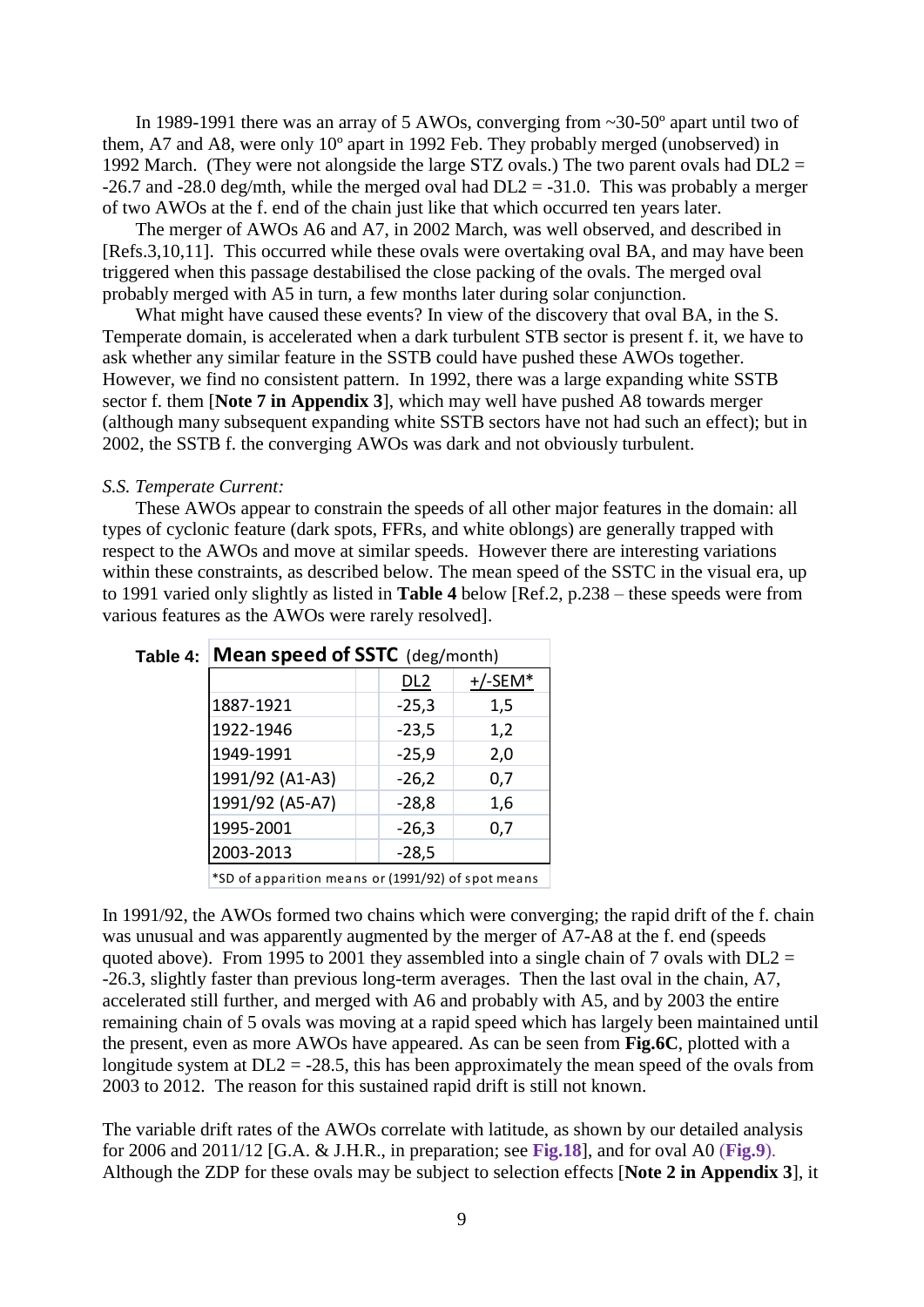In 1989-1991 there was an array of 5 AWOs, converging from ~30-50º apart until two of them, A7 and A8, were only 10º apart in 1992 Feb. They probably merged (unobserved) in 1992 March. (They were not alongside the large STZ ovals.) The two parent ovals had DL2 = -26.7 and -28.0 deg/mth, while the merged oval had DL2 = -31.0. This was probably a merger of two AWOs at the f. end of the chain just like that which occurred ten years later.

The merger of AWOs A6 and A7, in 2002 March, was well observed, and described in [Refs.3,10,11]. This occurred while these ovals were overtaking oval BA, and may have been triggered when this passage destabilised the close packing of the ovals. The merged oval probably merged with A5 in turn, a few months later during solar conjunction.

What might have caused these events? In view of the discovery that oval BA, in the S. Temperate domain, is accelerated when a dark turbulent STB sector is present f. it, we have to ask whether any similar feature in the SSTB could have pushed these AWOs together. However, we find no consistent pattern. In 1992, there was a large expanding white SSTB sector f. them [**Note 7 in Appendix 3**], which may well have pushed A8 towards merger (although many subsequent expanding white SSTB sectors have not had such an effect); but in 2002, the SSTB f. the converging AWOs was dark and not obviously turbulent.

*S.S. Temperate Current:*

These AWOs appear to constrain the speeds of all other major features in the domain: all types of cyclonic feature (dark spots, FFRs, and white oblongs) are generally trapped with respect to the AWOs and move at similar speeds. However there are interesting variations within these constraints, as described below. The mean speed of the SSTC in the visual era, up to 1991 varied only slightly as listed in **Table 4** below [Ref.2, p.238 – these speeds were from various features as the AWOs were rarely resolved].

**Table 4: Mean speed of SSTC** (deg/month)

| | DL2 | +/-SEM* |
|---|---|---|
| 1887-1921 | -25,3 | 1,5 |
| 1922-1946 | -23,5 | 1,2 |
| 1949-1991 | -25,9 | 2,0 |
| 1991/92 (A1-A3) | -26,2 | 0,7 |
| 1991/92 (A5-A7) | -28,8 | 1,6 |
| 1995-2001 | -26,3 | 0,7 |
| 2003-2013 | -28,5 | |

*SD of apparition means or (1991/92) of spot means

In 1991/92, the AWOs formed two chains which were converging; the rapid drift of the f. chain was unusual and was apparently augmented by the merger of A7-A8 at the f. end (speeds quoted above). From 1995 to 2001 they assembled into a single chain of 7 ovals with DL2 = -26.3, slightly faster than previous long-term averages. Then the last oval in the chain, A7, accelerated still further, and merged with A6 and probably with A5, and by 2003 the entire remaining chain of 5 ovals was moving at a rapid speed which has largely been maintained until the present, even as more AWOs have appeared. As can be seen from **Fig.6C**, plotted with a longitude system at DL2 = -28.5, this has been approximately the mean speed of the ovals from 2003 to 2012. The reason for this sustained rapid drift is still not known.

The variable drift rates of the AWOs correlate with latitude, as shown by our detailed analysis for 2006 and 2011/12 [G.A. & J.H.R., in preparation; see **Fig.18**], and for oval A0 (**Fig.9**). Although the ZDP for these ovals may be subject to selection effects [**Note 2 in Appendix 3**], it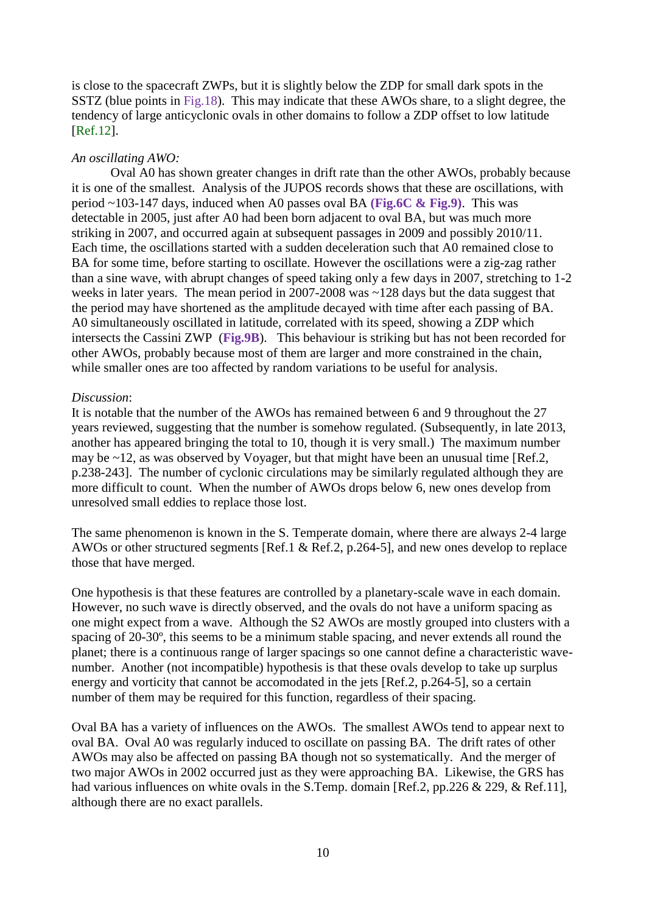is close to the spacecraft ZWPs, but it is slightly below the ZDP for small dark spots in the SSTZ (blue points in Fig.18). This may indicate that these AWOs share, to a slight degree, the tendency of large anticyclonic ovals in other domains to follow a ZDP offset to low latitude [Ref.12].

*An oscillating AWO:*

Oval A0 has shown greater changes in drift rate than the other AWOs, probably because it is one of the smallest. Analysis of the JUPOS records shows that these are oscillations, with period ~103-147 days, induced when A0 passes oval BA **(Fig.6C & Fig.9)**. This was detectable in 2005, just after A0 had been born adjacent to oval BA, but was much more striking in 2007, and occurred again at subsequent passages in 2009 and possibly 2010/11. Each time, the oscillations started with a sudden deceleration such that A0 remained close to BA for some time, before starting to oscillate. However the oscillations were a zig-zag rather than a sine wave, with abrupt changes of speed taking only a few days in 2007, stretching to 1-2 weeks in later years. The mean period in 2007-2008 was ~128 days but the data suggest that the period may have shortened as the amplitude decayed with time after each passing of BA. A0 simultaneously oscillated in latitude, correlated with its speed, showing a ZDP which intersects the Cassini ZWP (**Fig.9B**). This behaviour is striking but has not been recorded for other AWOs, probably because most of them are larger and more constrained in the chain, while smaller ones are too affected by random variations to be useful for analysis.

*Discussion*:

It is notable that the number of the AWOs has remained between 6 and 9 throughout the 27 years reviewed, suggesting that the number is somehow regulated. (Subsequently, in late 2013, another has appeared bringing the total to 10, though it is very small.) The maximum number may be ~12, as was observed by Voyager, but that might have been an unusual time [Ref.2, p.238-243]. The number of cyclonic circulations may be similarly regulated although they are more difficult to count. When the number of AWOs drops below 6, new ones develop from unresolved small eddies to replace those lost.

The same phenomenon is known in the S. Temperate domain, where there are always 2-4 large AWOs or other structured segments [Ref.1 & Ref.2, p.264-5], and new ones develop to replace those that have merged.

One hypothesis is that these features are controlled by a planetary-scale wave in each domain. However, no such wave is directly observed, and the ovals do not have a uniform spacing as one might expect from a wave. Although the S2 AWOs are mostly grouped into clusters with a spacing of 20-30º, this seems to be a minimum stable spacing, and never extends all round the planet; there is a continuous range of larger spacings so one cannot define a characteristic wave-number. Another (not incompatible) hypothesis is that these ovals develop to take up surplus energy and vorticity that cannot be accomodated in the jets [Ref.2, p.264-5], so a certain number of them may be required for this function, regardless of their spacing.

Oval BA has a variety of influences on the AWOs. The smallest AWOs tend to appear next to oval BA. Oval A0 was regularly induced to oscillate on passing BA. The drift rates of other AWOs may also be affected on passing BA though not so systematically. And the merger of two major AWOs in 2002 occurred just as they were approaching BA. Likewise, the GRS has had various influences on white ovals in the S.Temp. domain [Ref.2, pp.226 & 229, & Ref.11], although there are no exact parallels.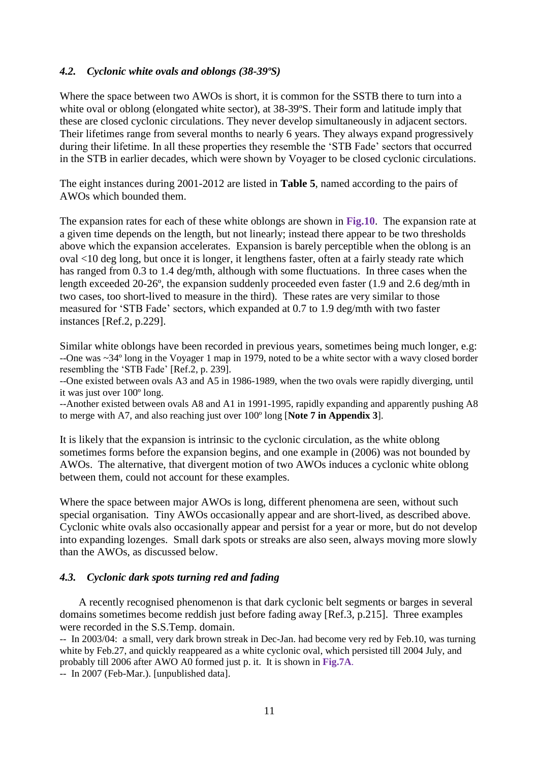### *4.2. Cyclonic white ovals and oblongs (38-39ºS)*

Where the space between two AWOs is short, it is common for the SSTB there to turn into a white oval or oblong (elongated white sector), at 38-39ºS. Their form and latitude imply that these are closed cyclonic circulations. They never develop simultaneously in adjacent sectors. Their lifetimes range from several months to nearly 6 years. They always expand progressively during their lifetime. In all these properties they resemble the 'STB Fade' sectors that occurred in the STB in earlier decades, which were shown by Voyager to be closed cyclonic circulations.

The eight instances during 2001-2012 are listed in **Table 5**, named according to the pairs of AWOs which bounded them.

The expansion rates for each of these white oblongs are shown in **Fig.10**. The expansion rate at a given time depends on the length, but not linearly; instead there appear to be two thresholds above which the expansion accelerates. Expansion is barely perceptible when the oblong is an oval <10 deg long, but once it is longer, it lengthens faster, often at a fairly steady rate which has ranged from 0.3 to 1.4 deg/mth, although with some fluctuations. In three cases when the length exceeded 20-26º, the expansion suddenly proceeded even faster (1.9 and 2.6 deg/mth in two cases, too short-lived to measure in the third). These rates are very similar to those measured for 'STB Fade' sectors, which expanded at 0.7 to 1.9 deg/mth with two faster instances [Ref.2, p.229].

Similar white oblongs have been recorded in previous years, sometimes being much longer, e.g:
--One was ~34º long in the Voyager 1 map in 1979, noted to be a white sector with a wavy closed border resembling the 'STB Fade' [Ref.2, p. 239].
--One existed between ovals A3 and A5 in 1986-1989, when the two ovals were rapidly diverging, until it was just over 100º long.
--Another existed between ovals A8 and A1 in 1991-1995, rapidly expanding and apparently pushing A8 to merge with A7, and also reaching just over 100º long [**Note 7 in Appendix 3**].

It is likely that the expansion is intrinsic to the cyclonic circulation, as the white oblong sometimes forms before the expansion begins, and one example in (2006) was not bounded by AWOs. The alternative, that divergent motion of two AWOs induces a cyclonic white oblong between them, could not account for these examples.

Where the space between major AWOs is long, different phenomena are seen, without such special organisation. Tiny AWOs occasionally appear and are short-lived, as described above. Cyclonic white ovals also occasionally appear and persist for a year or more, but do not develop into expanding lozenges. Small dark spots or streaks are also seen, always moving more slowly than the AWOs, as discussed below.

### *4.3. Cyclonic dark spots turning red and fading*

A recently recognised phenomenon is that dark cyclonic belt segments or barges in several domains sometimes become reddish just before fading away [Ref.3, p.215]. Three examples were recorded in the S.S.Temp. domain.
-- In 2003/04: a small, very dark brown streak in Dec-Jan. had become very red by Feb.10, was turning white by Feb.27, and quickly reappeared as a white cyclonic oval, which persisted till 2004 July, and probably till 2006 after AWO A0 formed just p. it. It is shown in **Fig.7A**.
-- In 2007 (Feb-Mar.). [unpublished data].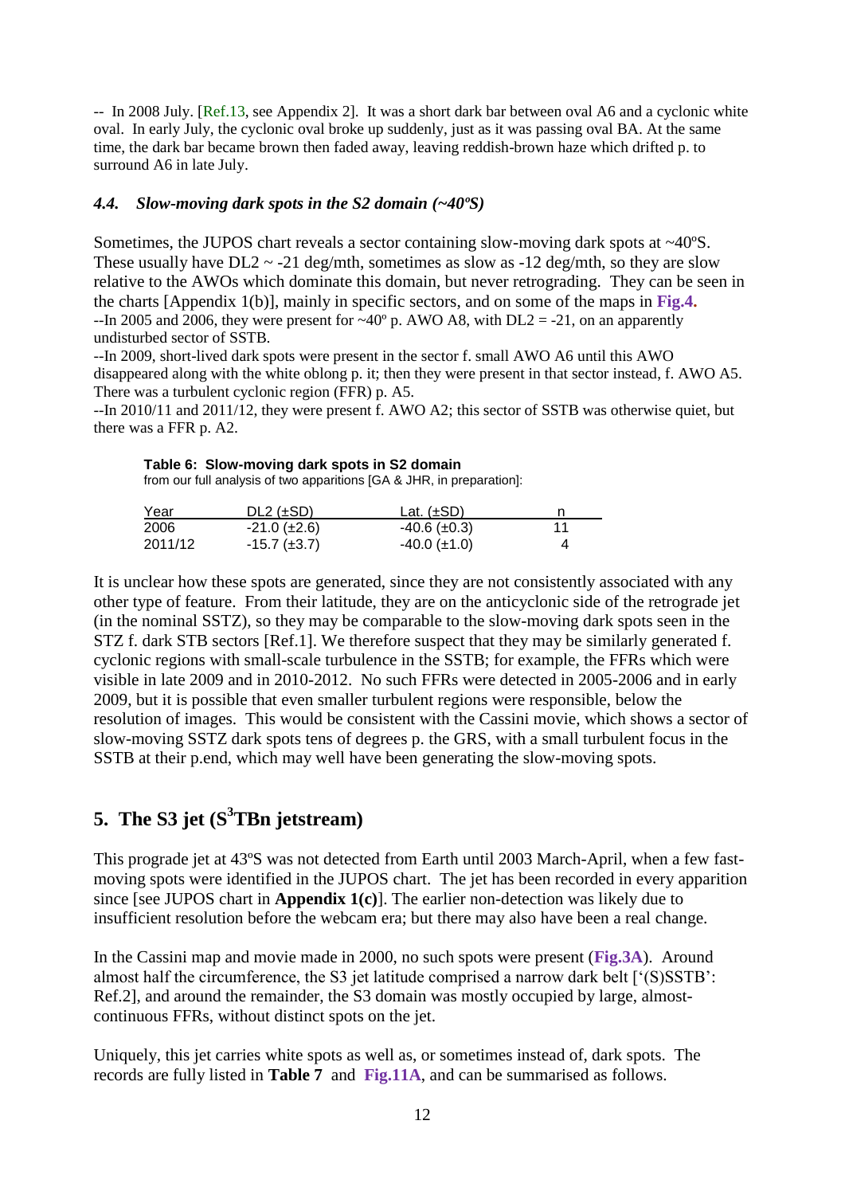-- In 2008 July. [Ref.13, see Appendix 2]. It was a short dark bar between oval A6 and a cyclonic white oval. In early July, the cyclonic oval broke up suddenly, just as it was passing oval BA. At the same time, the dark bar became brown then faded away, leaving reddish-brown haze which drifted p. to surround A6 in late July.

### *4.4. Slow-moving dark spots in the S2 domain (~40ºS)*

Sometimes, the JUPOS chart reveals a sector containing slow-moving dark spots at ~40ºS. These usually have DL2 ~ -21 deg/mth, sometimes as slow as -12 deg/mth, so they are slow relative to the AWOs which dominate this domain, but never retrograding. They can be seen in the charts [Appendix 1(b)], mainly in specific sectors, and on some of the maps in **Fig.4.**

--In 2005 and 2006, they were present for ~40º p. AWO A8, with DL2 = -21, on an apparently undisturbed sector of SSTB.

--In 2009, short-lived dark spots were present in the sector f. small AWO A6 until this AWO disappeared along with the white oblong p. it; then they were present in that sector instead, f. AWO A5. There was a turbulent cyclonic region (FFR) p. A5.

--In 2010/11 and 2011/12, they were present f. AWO A2; this sector of SSTB was otherwise quiet, but there was a FFR p. A2.

**Table 6: Slow-moving dark spots in S2 domain**
from our full analysis of two apparitions [GA & JHR, in preparation]:

| Year | DL2 (±SD) | Lat. (±SD) | n |
|---|---|---|---|
| 2006 | -21.0 (±2.6) | -40.6 (±0.3) | 11 |
| 2011/12 | -15.7 (±3.7) | -40.0 (±1.0) | 4 |

It is unclear how these spots are generated, since they are not consistently associated with any other type of feature. From their latitude, they are on the anticyclonic side of the retrograde jet (in the nominal SSTZ), so they may be comparable to the slow-moving dark spots seen in the STZ f. dark STB sectors [Ref.1]. We therefore suspect that they may be similarly generated f. cyclonic regions with small-scale turbulence in the SSTB; for example, the FFRs which were visible in late 2009 and in 2010-2012. No such FFRs were detected in 2005-2006 and in early 2009, but it is possible that even smaller turbulent regions were responsible, below the resolution of images. This would be consistent with the Cassini movie, which shows a sector of slow-moving SSTZ dark spots tens of degrees p. the GRS, with a small turbulent focus in the SSTB at their p.end, which may well have been generating the slow-moving spots.

## 5. The S3 jet (S[3]TBn jetstream)

This prograde jet at 43ºS was not detected from Earth until 2003 March-April, when a few fast-moving spots were identified in the JUPOS chart. The jet has been recorded in every apparition since [see JUPOS chart in **Appendix 1(c)**]. The earlier non-detection was likely due to insufficient resolution before the webcam era; but there may also have been a real change.

In the Cassini map and movie made in 2000, no such spots were present (**Fig.3A**). Around almost half the circumference, the S3 jet latitude comprised a narrow dark belt ['(S)SSTB': Ref.2], and around the remainder, the S3 domain was mostly occupied by large, almost-continuous FFRs, without distinct spots on the jet.

Uniquely, this jet carries white spots as well as, or sometimes instead of, dark spots. The records are fully listed in **Table 7** and **Fig.11A**, and can be summarised as follows.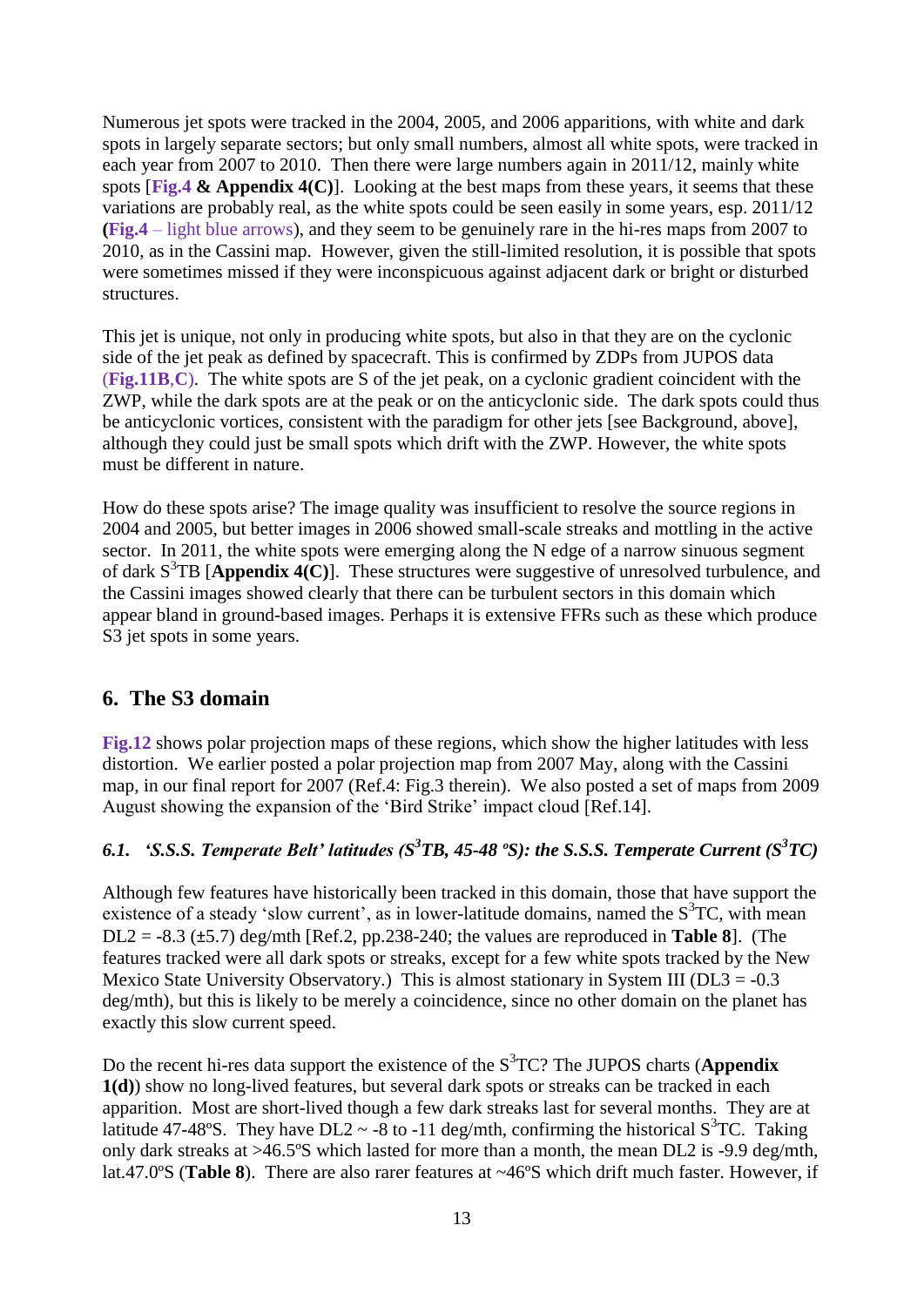Numerous jet spots were tracked in the 2004, 2005, and 2006 apparitions, with white and dark spots in largely separate sectors; but only small numbers, almost all white spots, were tracked in each year from 2007 to 2010. Then there were large numbers again in 2011/12, mainly white spots [**Fig.4 & Appendix 4(C)**]. Looking at the best maps from these years, it seems that these variations are probably real, as the white spots could be seen easily in some years, esp. 2011/12 (**Fig.4** – light blue arrows), and they seem to be genuinely rare in the hi-res maps from 2007 to 2010, as in the Cassini map. However, given the still-limited resolution, it is possible that spots were sometimes missed if they were inconspicuous against adjacent dark or bright or disturbed structures.

This jet is unique, not only in producing white spots, but also in that they are on the cyclonic side of the jet peak as defined by spacecraft. This is confirmed by ZDPs from JUPOS data (**Fig.11B**,**C**). The white spots are S of the jet peak, on a cyclonic gradient coincident with the ZWP, while the dark spots are at the peak or on the anticyclonic side. The dark spots could thus be anticyclonic vortices, consistent with the paradigm for other jets [see Background, above], although they could just be small spots which drift with the ZWP. However, the white spots must be different in nature.

How do these spots arise? The image quality was insufficient to resolve the source regions in 2004 and 2005, but better images in 2006 showed small-scale streaks and mottling in the active sector. In 2011, the white spots were emerging along the N edge of a narrow sinuous segment of dark $S^3$TB [**Appendix 4(C)**]. These structures were suggestive of unresolved turbulence, and the Cassini images showed clearly that there can be turbulent sectors in this domain which appear bland in ground-based images. Perhaps it is extensive FFRs such as these which produce S3 jet spots in some years.

## 6. The S3 domain

**Fig.12** shows polar projection maps of these regions, which show the higher latitudes with less distortion. We earlier posted a polar projection map from 2007 May, along with the Cassini map, in our final report for 2007 (Ref.4: Fig.3 therein). We also posted a set of maps from 2009 August showing the expansion of the 'Bird Strike' impact cloud [Ref.14].

### *6.1. 'S.S.S. Temperate Belt' latitudes ($S^3$TB, 45-48 ºS): the S.S.S. Temperate Current ($S^3$TC)*

Although few features have historically been tracked in this domain, those that have support the existence of a steady 'slow current', as in lower-latitude domains, named the $S^3$TC, with mean DL2 = -8.3 (±5.7) deg/mth [Ref.2, pp.238-240; the values are reproduced in **Table 8**]. (The features tracked were all dark spots or streaks, except for a few white spots tracked by the New Mexico State University Observatory.) This is almost stationary in System III (DL3 = -0.3 deg/mth), but this is likely to be merely a coincidence, since no other domain on the planet has exactly this slow current speed.

Do the recent hi-res data support the existence of the $S^3$TC? The JUPOS charts (**Appendix 1(d)**) show no long-lived features, but several dark spots or streaks can be tracked in each apparition. Most are short-lived though a few dark streaks last for several months. They are at latitude 47-48ºS. They have DL2 ~ -8 to -11 deg/mth, confirming the historical $S^3$TC. Taking only dark streaks at >46.5ºS which lasted for more than a month, the mean DL2 is -9.9 deg/mth, lat.47.0ºS (**Table 8**). There are also rarer features at ~46ºS which drift much faster. However, if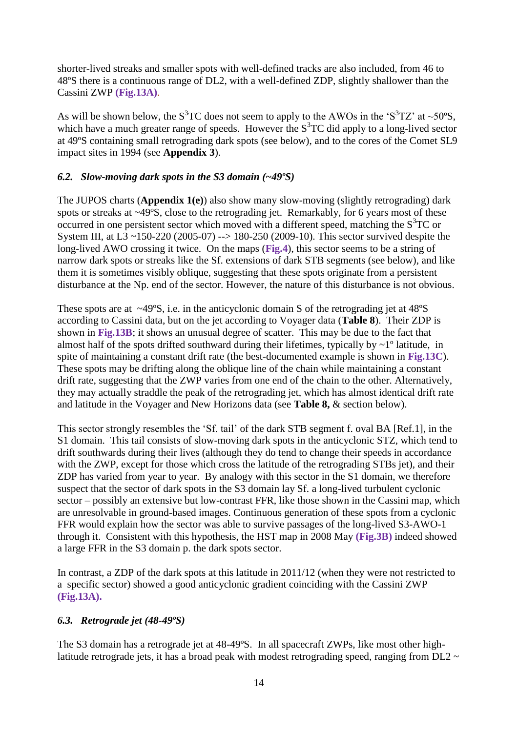shorter-lived streaks and smaller spots with well-defined tracks are also included, from 46 to 48ºS there is a continuous range of DL2, with a well-defined ZDP, slightly shallower than the Cassini ZWP **(Fig.13A)**.

As will be shown below, the $S^3$TC does not seem to apply to the AWOs in the '$S^3$TZ' at ~50ºS, which have a much greater range of speeds. However the $S^3$TC did apply to a long-lived sector at 49ºS containing small retrograding dark spots (see below), and to the cores of the Comet SL9 impact sites in 1994 (see **Appendix 3**).

### *6.2. Slow-moving dark spots in the S3 domain (~49ºS)*

The JUPOS charts (**Appendix 1(e)**) also show many slow-moving (slightly retrograding) dark spots or streaks at ~49ºS, close to the retrograding jet. Remarkably, for 6 years most of these occurred in one persistent sector which moved with a different speed, matching the $S^3$TC or System III, at L3 ~150-220 (2005-07) --> 180-250 (2009-10). This sector survived despite the long-lived AWO crossing it twice. On the maps (**Fig.4**), this sector seems to be a string of narrow dark spots or streaks like the Sf. extensions of dark STB segments (see below), and like them it is sometimes visibly oblique, suggesting that these spots originate from a persistent disturbance at the Np. end of the sector. However, the nature of this disturbance is not obvious.

These spots are at ~49ºS, i.e. in the anticyclonic domain S of the retrograding jet at 48ºS according to Cassini data, but on the jet according to Voyager data (**Table 8**). Their ZDP is shown in **Fig.13B**; it shows an unusual degree of scatter. This may be due to the fact that almost half of the spots drifted southward during their lifetimes, typically by ~1º latitude, in spite of maintaining a constant drift rate (the best-documented example is shown in **Fig.13C**). These spots may be drifting along the oblique line of the chain while maintaining a constant drift rate, suggesting that the ZWP varies from one end of the chain to the other. Alternatively, they may actually straddle the peak of the retrograding jet, which has almost identical drift rate and latitude in the Voyager and New Horizons data (see **Table 8,** & section below).

This sector strongly resembles the 'Sf. tail' of the dark STB segment f. oval BA [Ref.1], in the S1 domain. This tail consists of slow-moving dark spots in the anticyclonic STZ, which tend to drift southwards during their lives (although they do tend to change their speeds in accordance with the ZWP, except for those which cross the latitude of the retrograding STBs jet), and their ZDP has varied from year to year. By analogy with this sector in the S1 domain, we therefore suspect that the sector of dark spots in the S3 domain lay Sf. a long-lived turbulent cyclonic sector – possibly an extensive but low-contrast FFR, like those shown in the Cassini map, which are unresolvable in ground-based images. Continuous generation of these spots from a cyclonic FFR would explain how the sector was able to survive passages of the long-lived S3-AWO-1 through it. Consistent with this hypothesis, the HST map in 2008 May **(Fig.3B)** indeed showed a large FFR in the S3 domain p. the dark spots sector.

In contrast, a ZDP of the dark spots at this latitude in 2011/12 (when they were not restricted to a specific sector) showed a good anticyclonic gradient coinciding with the Cassini ZWP **(Fig.13A).**

### *6.3. Retrograde jet (48-49ºS)*

The S3 domain has a retrograde jet at 48-49ºS. In all spacecraft ZWPs, like most other high-latitude retrograde jets, it has a broad peak with modest retrograding speed, ranging from DL2 ~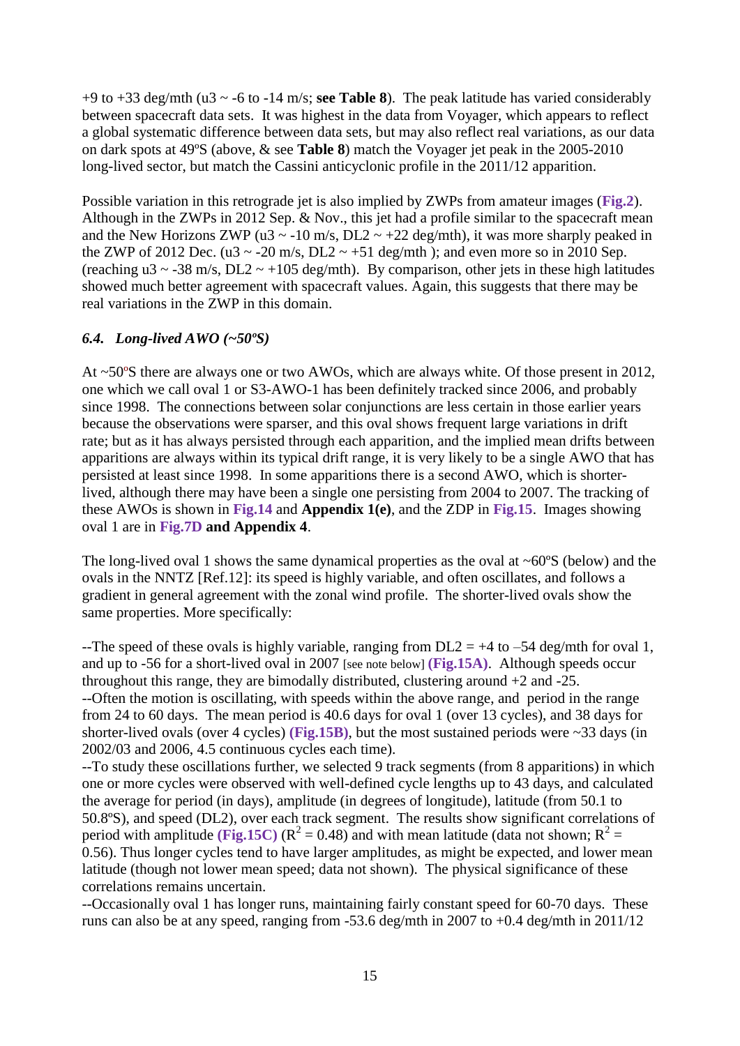+9 to +33 deg/mth (u3 ~ -6 to -14 m/s; **see Table 8**). The peak latitude has varied considerably between spacecraft data sets. It was highest in the data from Voyager, which appears to reflect a global systematic difference between data sets, but may also reflect real variations, as our data on dark spots at 49ºS (above, & see **Table 8**) match the Voyager jet peak in the 2005-2010 long-lived sector, but match the Cassini anticyclonic profile in the 2011/12 apparition.

Possible variation in this retrograde jet is also implied by ZWPs from amateur images (**Fig.2**). Although in the ZWPs in 2012 Sep. & Nov., this jet had a profile similar to the spacecraft mean and the New Horizons ZWP (u3 ~ -10 m/s, DL2 ~ +22 deg/mth), it was more sharply peaked in the ZWP of 2012 Dec. (u3 ~ -20 m/s, DL2 ~ +51 deg/mth ); and even more so in 2010 Sep. (reaching u3 ~ -38 m/s, DL2 ~ +105 deg/mth). By comparison, other jets in these high latitudes showed much better agreement with spacecraft values. Again, this suggests that there may be real variations in the ZWP in this domain.

### *6.4. Long-lived AWO (~50ºS)*

At ~50ºS there are always one or two AWOs, which are always white. Of those present in 2012, one which we call oval 1 or S3-AWO-1 has been definitely tracked since 2006, and probably since 1998. The connections between solar conjunctions are less certain in those earlier years because the observations were sparser, and this oval shows frequent large variations in drift rate; but as it has always persisted through each apparition, and the implied mean drifts between apparitions are always within its typical drift range, it is very likely to be a single AWO that has persisted at least since 1998. In some apparitions there is a second AWO, which is shorter-lived, although there may have been a single one persisting from 2004 to 2007. The tracking of these AWOs is shown in **Fig.14** and **Appendix 1(e)**, and the ZDP in **Fig.15**. Images showing oval 1 are in **Fig.7D and Appendix 4**.

The long-lived oval 1 shows the same dynamical properties as the oval at ~60ºS (below) and the ovals in the NNTZ [Ref.12]: its speed is highly variable, and often oscillates, and follows a gradient in general agreement with the zonal wind profile. The shorter-lived ovals show the same properties. More specifically:

--The speed of these ovals is highly variable, ranging from DL2 = +4 to –54 deg/mth for oval 1, and up to -56 for a short-lived oval in 2007 [see note below] **(Fig.15A)**. Although speeds occur throughout this range, they are bimodally distributed, clustering around +2 and -25.
--Often the motion is oscillating, with speeds within the above range, and period in the range from 24 to 60 days. The mean period is 40.6 days for oval 1 (over 13 cycles), and 38 days for shorter-lived ovals (over 4 cycles) **(Fig.15B)**, but the most sustained periods were ~33 days (in 2002/03 and 2006, 4.5 continuous cycles each time).
--To study these oscillations further, we selected 9 track segments (from 8 apparitions) in which one or more cycles were observed with well-defined cycle lengths up to 43 days, and calculated the average for period (in days), amplitude (in degrees of longitude), latitude (from 50.1 to 50.8ºS), and speed (DL2), over each track segment. The results show significant correlations of period with amplitude **(Fig.15C)** ($R^2 = 0.48$) and with mean latitude (data not shown; $R^2 = 0.56$). Thus longer cycles tend to have larger amplitudes, as might be expected, and lower mean latitude (though not lower mean speed; data not shown). The physical significance of these correlations remains uncertain.
--Occasionally oval 1 has longer runs, maintaining fairly constant speed for 60-70 days. These runs can also be at any speed, ranging from -53.6 deg/mth in 2007 to +0.4 deg/mth in 2011/12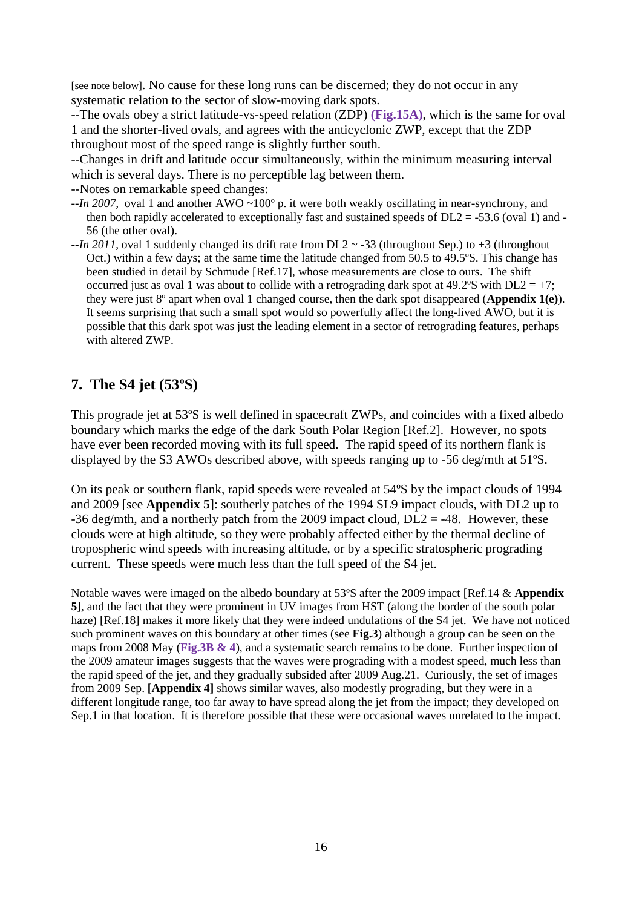[see note below]. No cause for these long runs can be discerned; they do not occur in any systematic relation to the sector of slow-moving dark spots.

--The ovals obey a strict latitude-vs-speed relation (ZDP) **(Fig.15A)**, which is the same for oval 1 and the shorter-lived ovals, and agrees with the anticyclonic ZWP, except that the ZDP throughout most of the speed range is slightly further south.

--Changes in drift and latitude occur simultaneously, within the minimum measuring interval which is several days. There is no perceptible lag between them.

--Notes on remarkable speed changes:

--*In 2007,* oval 1 and another AWO ~100º p. it were both weakly oscillating in near-synchrony, and then both rapidly accelerated to exceptionally fast and sustained speeds of DL2 = -53.6 (oval 1) and -56 (the other oval).

--*In 2011*, oval 1 suddenly changed its drift rate from DL2 ~ -33 (throughout Sep.) to +3 (throughout Oct.) within a few days; at the same time the latitude changed from 50.5 to 49.5ºS. This change has been studied in detail by Schmude [Ref.17], whose measurements are close to ours. The shift occurred just as oval 1 was about to collide with a retrograding dark spot at 49.2ºS with DL2 = +7; they were just 8º apart when oval 1 changed course, then the dark spot disappeared (**Appendix 1(e)**). It seems surprising that such a small spot would so powerfully affect the long-lived AWO, but it is possible that this dark spot was just the leading element in a sector of retrograding features, perhaps with altered ZWP.

## 7. The S4 jet (53ºS)

This prograde jet at 53ºS is well defined in spacecraft ZWPs, and coincides with a fixed albedo boundary which marks the edge of the dark South Polar Region [Ref.2]. However, no spots have ever been recorded moving with its full speed. The rapid speed of its northern flank is displayed by the S3 AWOs described above, with speeds ranging up to -56 deg/mth at 51ºS.

On its peak or southern flank, rapid speeds were revealed at 54ºS by the impact clouds of 1994 and 2009 [see **Appendix 5**]: southerly patches of the 1994 SL9 impact clouds, with DL2 up to -36 deg/mth, and a northerly patch from the 2009 impact cloud, DL2 = -48. However, these clouds were at high altitude, so they were probably affected either by the thermal decline of tropospheric wind speeds with increasing altitude, or by a specific stratospheric prograding current. These speeds were much less than the full speed of the S4 jet.

Notable waves were imaged on the albedo boundary at 53ºS after the 2009 impact [Ref.14 & **Appendix 5**], and the fact that they were prominent in UV images from HST (along the border of the south polar haze) [Ref.18] makes it more likely that they were indeed undulations of the S4 jet. We have not noticed such prominent waves on this boundary at other times (see **Fig.3**) although a group can be seen on the maps from 2008 May (**Fig.3B & 4**), and a systematic search remains to be done. Further inspection of the 2009 amateur images suggests that the waves were prograding with a modest speed, much less than the rapid speed of the jet, and they gradually subsided after 2009 Aug.21. Curiously, the set of images from 2009 Sep. **[Appendix 4]** shows similar waves, also modestly prograding, but they were in a different longitude range, too far away to have spread along the jet from the impact; they developed on Sep.1 in that location. It is therefore possible that these were occasional waves unrelated to the impact.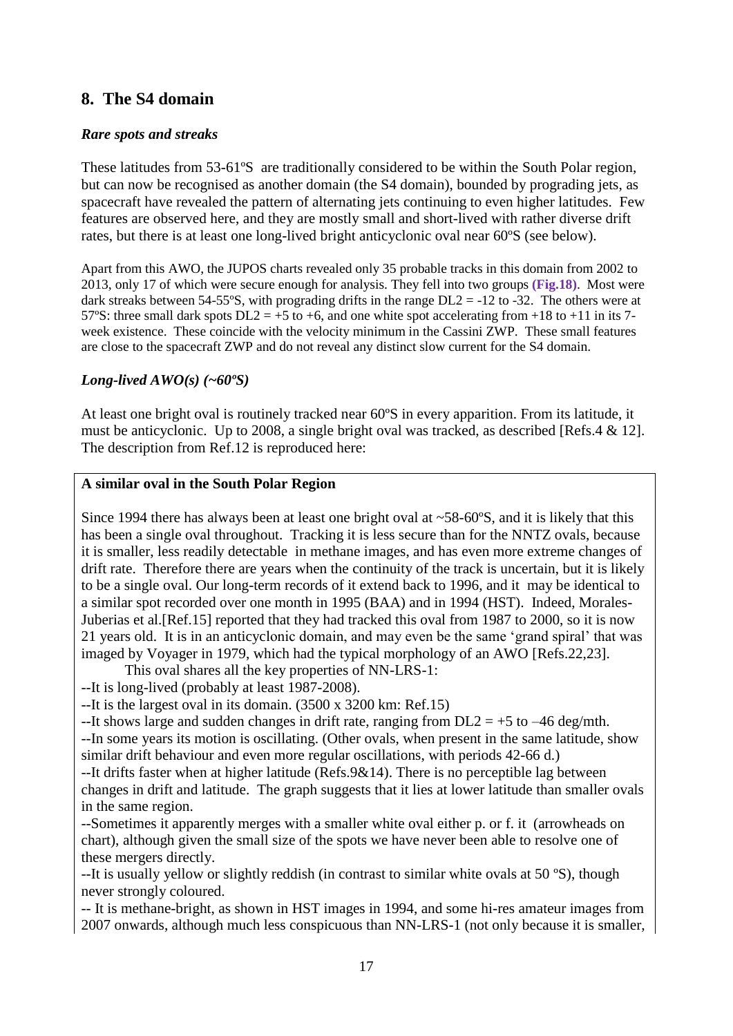## 8. The S4 domain

### *Rare spots and streaks*

These latitudes from 53-61ºS are traditionally considered to be within the South Polar region, but can now be recognised as another domain (the S4 domain), bounded by prograding jets, as spacecraft have revealed the pattern of alternating jets continuing to even higher latitudes. Few features are observed here, and they are mostly small and short-lived with rather diverse drift rates, but there is at least one long-lived bright anticyclonic oval near 60ºS (see below).

Apart from this AWO, the JUPOS charts revealed only 35 probable tracks in this domain from 2002 to 2013, only 17 of which were secure enough for analysis. They fell into two groups **(Fig.18)**. Most were dark streaks between 54-55ºS, with prograding drifts in the range DL2 = -12 to -32. The others were at 57ºS: three small dark spots DL2 = +5 to +6, and one white spot accelerating from +18 to +11 in its 7-week existence. These coincide with the velocity minimum in the Cassini ZWP. These small features are close to the spacecraft ZWP and do not reveal any distinct slow current for the S4 domain.

### *Long-lived AWO(s) (~60ºS)*

At least one bright oval is routinely tracked near 60ºS in every apparition. From its latitude, it must be anticyclonic. Up to 2008, a single bright oval was tracked, as described [Refs.4 & 12]. The description from Ref.12 is reproduced here:

**A similar oval in the South Polar Region**

Since 1994 there has always been at least one bright oval at ~58-60ºS, and it is likely that this has been a single oval throughout. Tracking it is less secure than for the NNTZ ovals, because it is smaller, less readily detectable in methane images, and has even more extreme changes of drift rate. Therefore there are years when the continuity of the track is uncertain, but it is likely to be a single oval. Our long-term records of it extend back to 1996, and it may be identical to a similar spot recorded over one month in 1995 (BAA) and in 1994 (HST). Indeed, Morales-Juberias et al.[Ref.15] reported that they had tracked this oval from 1987 to 2000, so it is now 21 years old. It is in an anticyclonic domain, and may even be the same 'grand spiral' that was imaged by Voyager in 1979, which had the typical morphology of an AWO [Refs.22,23].

This oval shares all the key properties of NN-LRS-1:

--It is long-lived (probably at least 1987-2008).

--It is the largest oval in its domain. (3500 x 3200 km: Ref.15)

--It shows large and sudden changes in drift rate, ranging from DL2 = +5 to –46 deg/mth.

--In some years its motion is oscillating. (Other ovals, when present in the same latitude, show similar drift behaviour and even more regular oscillations, with periods 42-66 d.)

--It drifts faster when at higher latitude (Refs.9&14). There is no perceptible lag between changes in drift and latitude. The graph suggests that it lies at lower latitude than smaller ovals in the same region.

--Sometimes it apparently merges with a smaller white oval either p. or f. it (arrowheads on chart), although given the small size of the spots we have never been able to resolve one of these mergers directly.

--It is usually yellow or slightly reddish (in contrast to similar white ovals at 50 ºS), though never strongly coloured.

-- It is methane-bright, as shown in HST images in 1994, and some hi-res amateur images from 2007 onwards, although much less conspicuous than NN-LRS-1 (not only because it is smaller,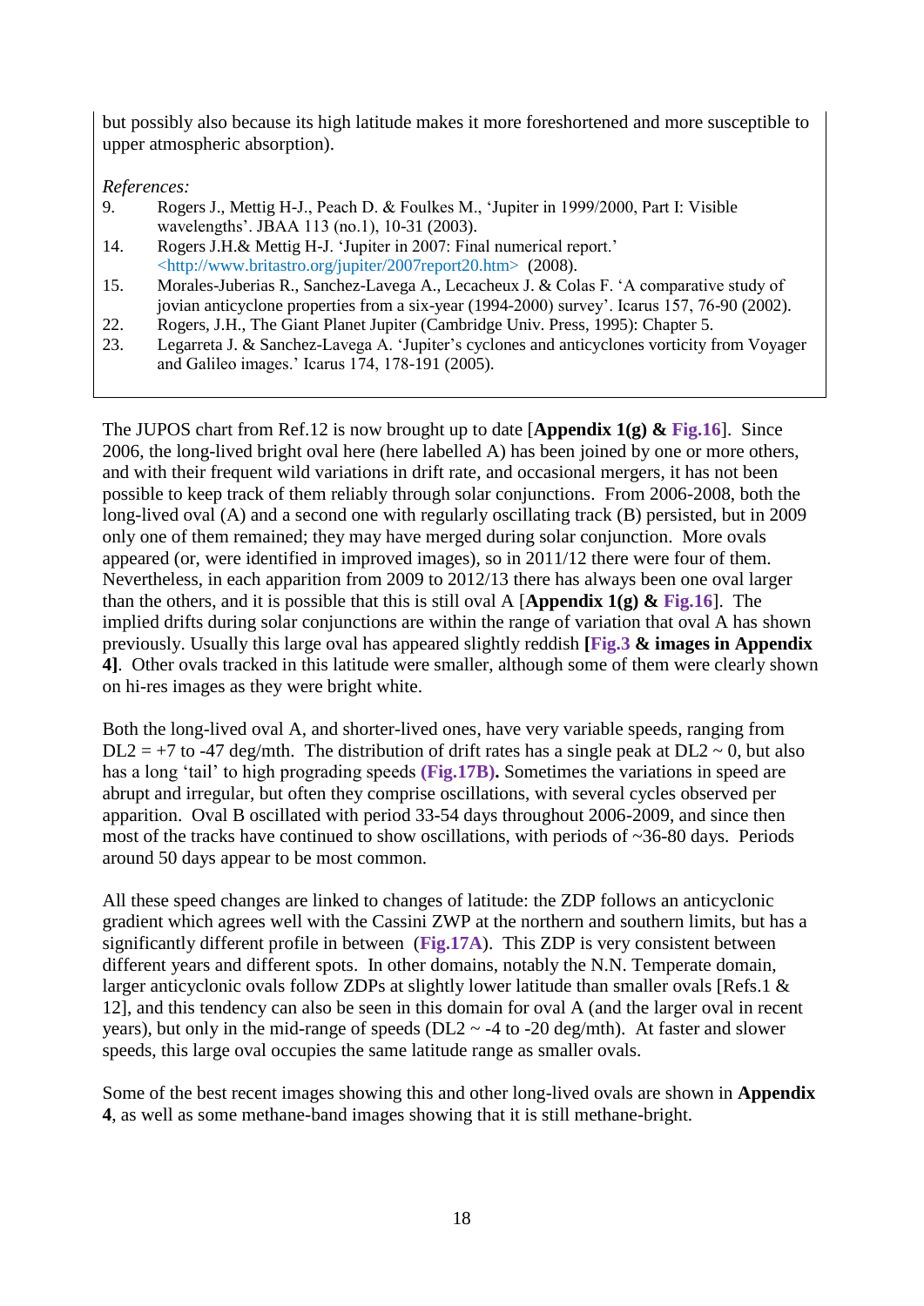but possibly also because its high latitude makes it more foreshortened and more susceptible to upper atmospheric absorption).

*References:*

9. Rogers J., Mettig H-J., Peach D. & Foulkes M., 'Jupiter in 1999/2000, Part I: Visible wavelengths'. JBAA 113 (no.1), 10-31 (2003).
14. Rogers J.H.& Mettig H-J. 'Jupiter in 2007: Final numerical report.' <http://www.britastro.org/jupiter/2007report20.htm> (2008).
15. Morales-Juberias R., Sanchez-Lavega A., Lecacheux J. & Colas F. 'A comparative study of jovian anticyclone properties from a six-year (1994-2000) survey'. Icarus 157, 76-90 (2002).
22. Rogers, J.H., The Giant Planet Jupiter (Cambridge Univ. Press, 1995): Chapter 5.
23. Legarreta J. & Sanchez-Lavega A. 'Jupiter's cyclones and anticyclones vorticity from Voyager and Galileo images.' Icarus 174, 178-191 (2005).

The JUPOS chart from Ref.12 is now brought up to date [**Appendix 1(g) & Fig.16**]. Since 2006, the long-lived bright oval here (here labelled A) has been joined by one or more others, and with their frequent wild variations in drift rate, and occasional mergers, it has not been possible to keep track of them reliably through solar conjunctions. From 2006-2008, both the long-lived oval (A) and a second one with regularly oscillating track (B) persisted, but in 2009 only one of them remained; they may have merged during solar conjunction. More ovals appeared (or, were identified in improved images), so in 2011/12 there were four of them. Nevertheless, in each apparition from 2009 to 2012/13 there has always been one oval larger than the others, and it is possible that this is still oval A [**Appendix 1(g) & Fig.16**]. The implied drifts during solar conjunctions are within the range of variation that oval A has shown previously. Usually this large oval has appeared slightly reddish **[Fig.3 & images in Appendix 4]**. Other ovals tracked in this latitude were smaller, although some of them were clearly shown on hi-res images as they were bright white.

Both the long-lived oval A, and shorter-lived ones, have very variable speeds, ranging from DL2 = +7 to -47 deg/mth. The distribution of drift rates has a single peak at DL2 ~ 0, but also has a long 'tail' to high prograding speeds **(Fig.17B).** Sometimes the variations in speed are abrupt and irregular, but often they comprise oscillations, with several cycles observed per apparition. Oval B oscillated with period 33-54 days throughout 2006-2009, and since then most of the tracks have continued to show oscillations, with periods of ~36-80 days. Periods around 50 days appear to be most common.

All these speed changes are linked to changes of latitude: the ZDP follows an anticyclonic gradient which agrees well with the Cassini ZWP at the northern and southern limits, but has a significantly different profile in between (**Fig.17A**). This ZDP is very consistent between different years and different spots. In other domains, notably the N.N. Temperate domain, larger anticyclonic ovals follow ZDPs at slightly lower latitude than smaller ovals [Refs.1 & 12], and this tendency can also be seen in this domain for oval A (and the larger oval in recent years), but only in the mid-range of speeds (DL2 ~ -4 to -20 deg/mth). At faster and slower speeds, this large oval occupies the same latitude range as smaller ovals.

Some of the best recent images showing this and other long-lived ovals are shown in **Appendix 4**, as well as some methane-band images showing that it is still methane-bright.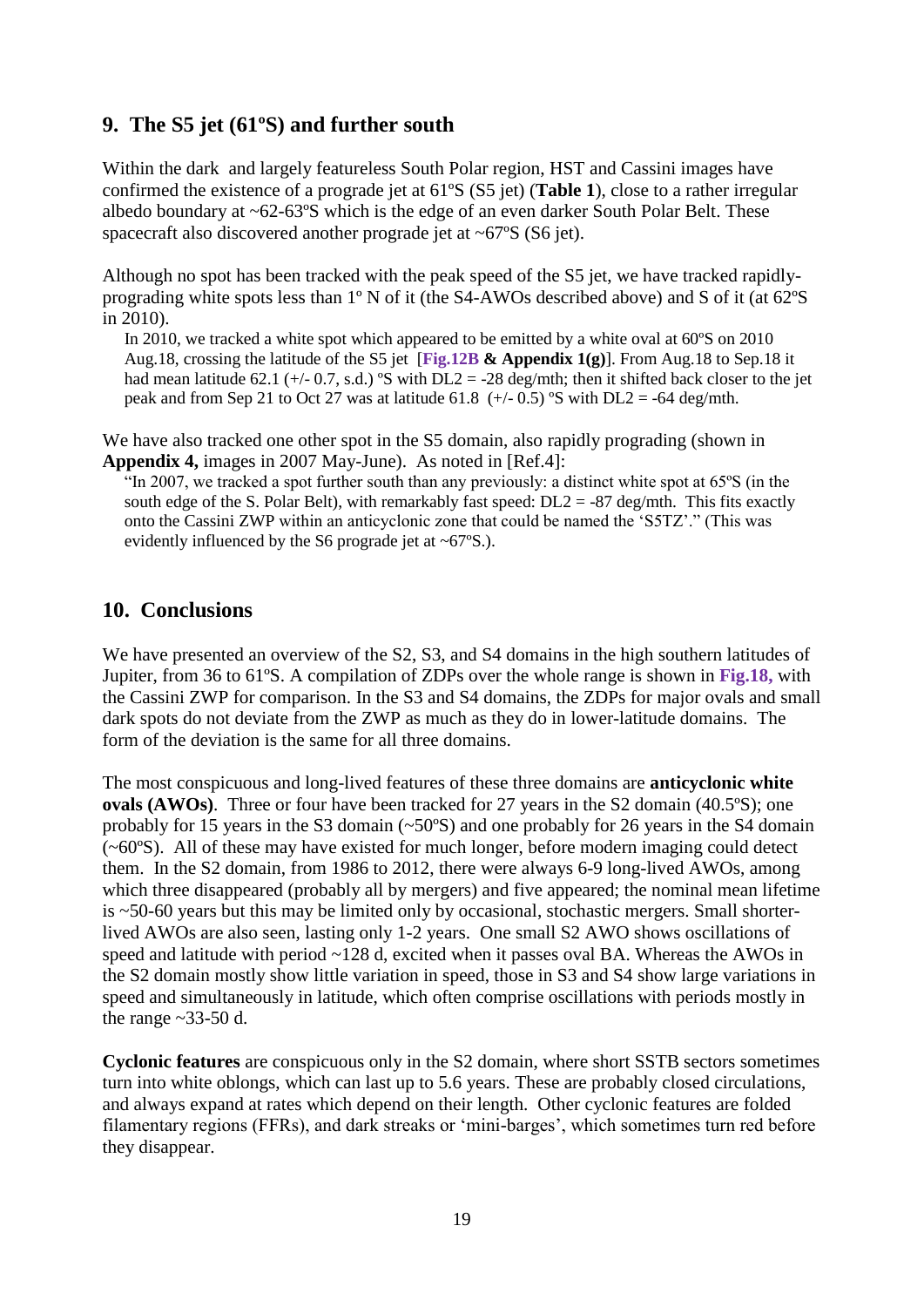## 9. The S5 jet (61ºS) and further south

Within the dark and largely featureless South Polar region, HST and Cassini images have confirmed the existence of a prograde jet at 61ºS (S5 jet) (**Table 1**), close to a rather irregular albedo boundary at ~62-63ºS which is the edge of an even darker South Polar Belt. These spacecraft also discovered another prograde jet at ~67ºS (S6 jet).

Although no spot has been tracked with the peak speed of the S5 jet, we have tracked rapidly-prograding white spots less than 1º N of it (the S4-AWOs described above) and S of it (at 62ºS in 2010).

> In 2010, we tracked a white spot which appeared to be emitted by a white oval at 60ºS on 2010 Aug.18, crossing the latitude of the S5 jet [**Fig.12B & Appendix 1(g)**]. From Aug.18 to Sep.18 it had mean latitude 62.1 (+/- 0.7, s.d.) ºS with DL2 = -28 deg/mth; then it shifted back closer to the jet peak and from Sep 21 to Oct 27 was at latitude 61.8 (+/- 0.5) ºS with DL2 = -64 deg/mth.

We have also tracked one other spot in the S5 domain, also rapidly prograding (shown in **Appendix 4,** images in 2007 May-June). As noted in [Ref.4]:

> "In 2007, we tracked a spot further south than any previously: a distinct white spot at 65ºS (in the south edge of the S. Polar Belt), with remarkably fast speed: DL2 = -87 deg/mth. This fits exactly onto the Cassini ZWP within an anticyclonic zone that could be named the 'S5TZ'." (This was evidently influenced by the S6 prograde jet at ~67ºS.).

## 10. Conclusions

We have presented an overview of the S2, S3, and S4 domains in the high southern latitudes of Jupiter, from 36 to 61ºS. A compilation of ZDPs over the whole range is shown in **Fig.18,** with the Cassini ZWP for comparison. In the S3 and S4 domains, the ZDPs for major ovals and small dark spots do not deviate from the ZWP as much as they do in lower-latitude domains. The form of the deviation is the same for all three domains.

The most conspicuous and long-lived features of these three domains are **anticyclonic white ovals (AWOs)**. Three or four have been tracked for 27 years in the S2 domain (40.5ºS); one probably for 15 years in the S3 domain (~50ºS) and one probably for 26 years in the S4 domain (~60ºS). All of these may have existed for much longer, before modern imaging could detect them. In the S2 domain, from 1986 to 2012, there were always 6-9 long-lived AWOs, among which three disappeared (probably all by mergers) and five appeared; the nominal mean lifetime is ~50-60 years but this may be limited only by occasional, stochastic mergers. Small shorter-lived AWOs are also seen, lasting only 1-2 years. One small S2 AWO shows oscillations of speed and latitude with period ~128 d, excited when it passes oval BA. Whereas the AWOs in the S2 domain mostly show little variation in speed, those in S3 and S4 show large variations in speed and simultaneously in latitude, which often comprise oscillations with periods mostly in the range ~33-50 d.

**Cyclonic features** are conspicuous only in the S2 domain, where short SSTB sectors sometimes turn into white oblongs, which can last up to 5.6 years. These are probably closed circulations, and always expand at rates which depend on their length. Other cyclonic features are folded filamentary regions (FFRs), and dark streaks or 'mini-barges', which sometimes turn red before they disappear.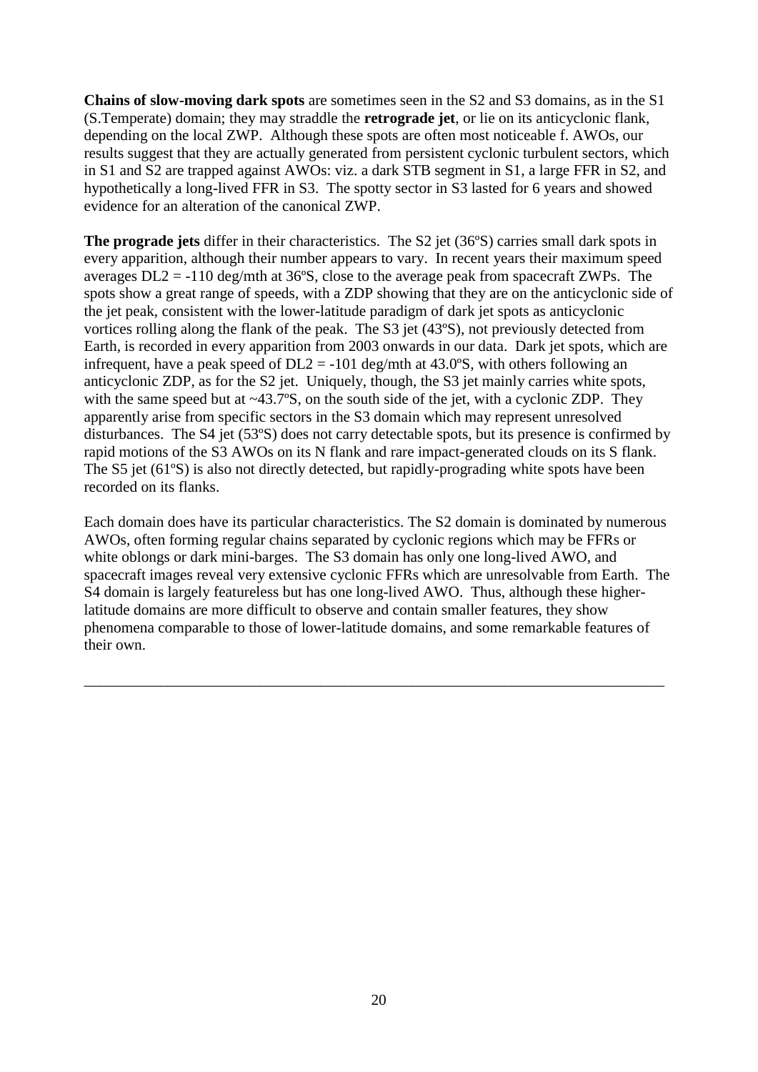**Chains of slow-moving dark spots** are sometimes seen in the S2 and S3 domains, as in the S1 (S.Temperate) domain; they may straddle the **retrograde jet**, or lie on its anticyclonic flank, depending on the local ZWP. Although these spots are often most noticeable f. AWOs, our results suggest that they are actually generated from persistent cyclonic turbulent sectors, which in S1 and S2 are trapped against AWOs: viz. a dark STB segment in S1, a large FFR in S2, and hypothetically a long-lived FFR in S3. The spotty sector in S3 lasted for 6 years and showed evidence for an alteration of the canonical ZWP.

**The prograde jets** differ in their characteristics. The S2 jet (36ºS) carries small dark spots in every apparition, although their number appears to vary. In recent years their maximum speed averages DL2 = -110 deg/mth at 36ºS, close to the average peak from spacecraft ZWPs. The spots show a great range of speeds, with a ZDP showing that they are on the anticyclonic side of the jet peak, consistent with the lower-latitude paradigm of dark jet spots as anticyclonic vortices rolling along the flank of the peak. The S3 jet (43ºS), not previously detected from Earth, is recorded in every apparition from 2003 onwards in our data. Dark jet spots, which are infrequent, have a peak speed of DL2 = -101 deg/mth at 43.0ºS, with others following an anticyclonic ZDP, as for the S2 jet. Uniquely, though, the S3 jet mainly carries white spots, with the same speed but at ~43.7ºS, on the south side of the jet, with a cyclonic ZDP. They apparently arise from specific sectors in the S3 domain which may represent unresolved disturbances. The S4 jet (53ºS) does not carry detectable spots, but its presence is confirmed by rapid motions of the S3 AWOs on its N flank and rare impact-generated clouds on its S flank. The S5 jet (61ºS) is also not directly detected, but rapidly-prograding white spots have been recorded on its flanks.

Each domain does have its particular characteristics. The S2 domain is dominated by numerous AWOs, often forming regular chains separated by cyclonic regions which may be FFRs or white oblongs or dark mini-barges. The S3 domain has only one long-lived AWO, and spacecraft images reveal very extensive cyclonic FFRs which are unresolvable from Earth. The S4 domain is largely featureless but has one long-lived AWO. Thus, although these higher-latitude domains are more difficult to observe and contain smaller features, they show phenomena comparable to those of lower-latitude domains, and some remarkable features of their own.

---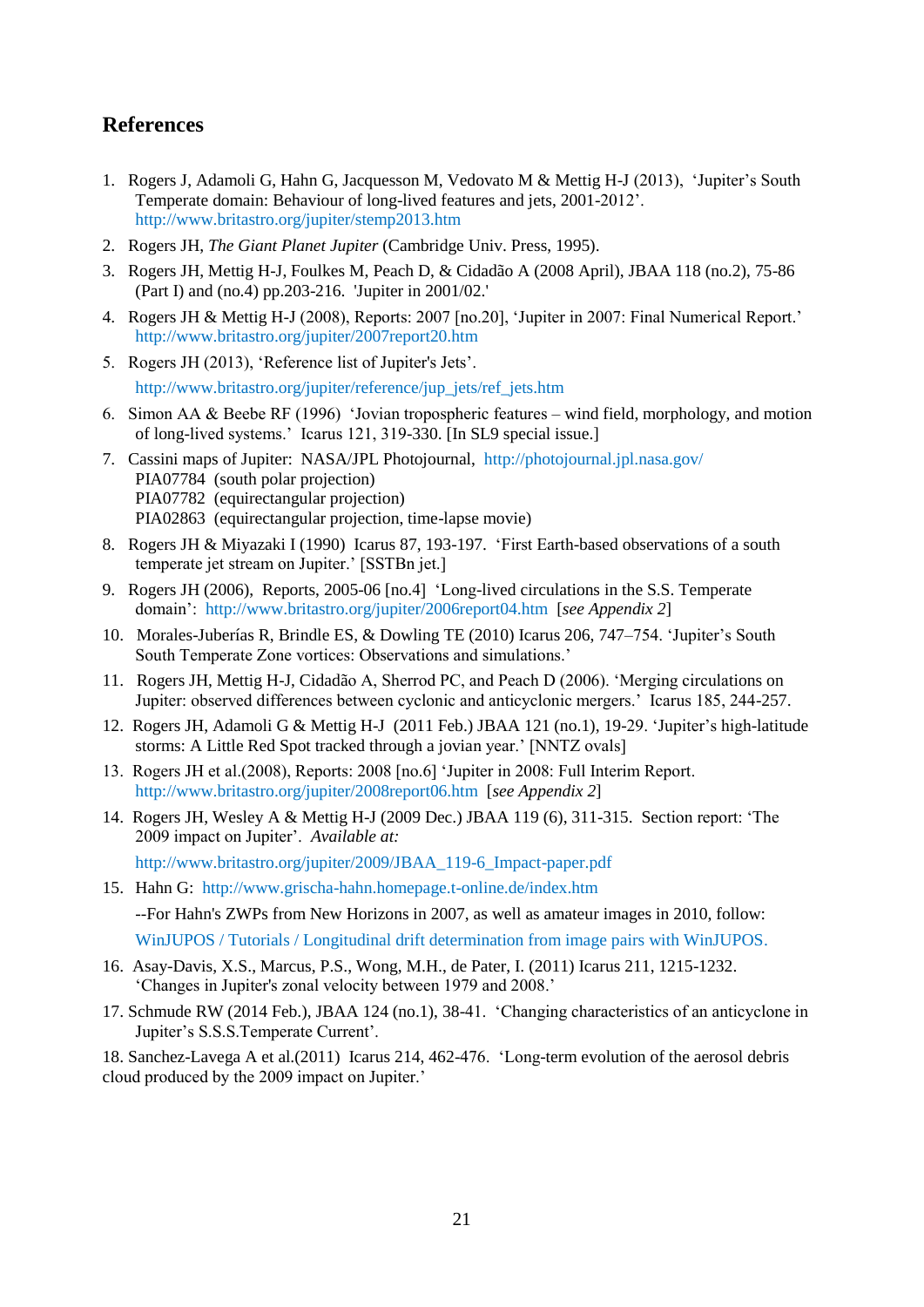## References

1. Rogers J, Adamoli G, Hahn G, Jacquesson M, Vedovato M & Mettig H-J (2013), 'Jupiter's South Temperate domain: Behaviour of long-lived features and jets, 2001-2012'. http://www.britastro.org/jupiter/stemp2013.htm
2. Rogers JH, *The Giant Planet Jupiter* (Cambridge Univ. Press, 1995).
3. Rogers JH, Mettig H-J, Foulkes M, Peach D, & Cidadão A (2008 April), JBAA 118 (no.2), 75-86 (Part I) and (no.4) pp.203-216. 'Jupiter in 2001/02.'
4. Rogers JH & Mettig H-J (2008), Reports: 2007 [no.20], 'Jupiter in 2007: Final Numerical Report.' http://www.britastro.org/jupiter/2007report20.htm
5. Rogers JH (2013), 'Reference list of Jupiter's Jets'. http://www.britastro.org/jupiter/reference/jup_jets/ref_jets.htm
6. Simon AA & Beebe RF (1996) 'Jovian tropospheric features – wind field, morphology, and motion of long-lived systems.' Icarus 121, 319-330. [In SL9 special issue.]
7. Cassini maps of Jupiter: NASA/JPL Photojournal, http://photojournal.jpl.nasa.gov/
   PIA07784 (south polar projection)
   PIA07782 (equirectangular projection)
   PIA02863 (equirectangular projection, time-lapse movie)
8. Rogers JH & Miyazaki I (1990) Icarus 87, 193-197. 'First Earth-based observations of a south temperate jet stream on Jupiter.' [SSTBn jet.]
9. Rogers JH (2006), Reports, 2005-06 [no.4] 'Long-lived circulations in the S.S. Temperate domain': http://www.britastro.org/jupiter/2006report04.htm [*see Appendix 2*]
10. Morales-Juberías R, Brindle ES, & Dowling TE (2010) Icarus 206, 747–754. 'Jupiter's South South Temperate Zone vortices: Observations and simulations.'
11. Rogers JH, Mettig H-J, Cidadão A, Sherrod PC, and Peach D (2006). 'Merging circulations on Jupiter: observed differences between cyclonic and anticyclonic mergers.' Icarus 185, 244-257.
12. Rogers JH, Adamoli G & Mettig H-J (2011 Feb.) JBAA 121 (no.1), 19-29. 'Jupiter's high-latitude storms: A Little Red Spot tracked through a jovian year.' [NNTZ ovals]
13. Rogers JH et al.(2008), Reports: 2008 [no.6] 'Jupiter in 2008: Full Interim Report. http://www.britastro.org/jupiter/2008report06.htm [*see Appendix 2*]
14. Rogers JH, Wesley A & Mettig H-J (2009 Dec.) JBAA 119 (6), 311-315. Section report: 'The 2009 impact on Jupiter'. *Available at:* http://www.britastro.org/jupiter/2009/JBAA_119-6_Impact-paper.pdf
15. Hahn G: http://www.grischa-hahn.homepage.t-online.de/index.htm
    --For Hahn's ZWPs from New Horizons in 2007, as well as amateur images in 2010, follow: WinJUPOS / Tutorials / Longitudinal drift determination from image pairs with WinJUPOS.
16. Asay-Davis, X.S., Marcus, P.S., Wong, M.H., de Pater, I. (2011) Icarus 211, 1215-1232. 'Changes in Jupiter's zonal velocity between 1979 and 2008.'
17. Schmude RW (2014 Feb.), JBAA 124 (no.1), 38-41. 'Changing characteristics of an anticyclone in Jupiter's S.S.S.Temperate Current'.
18. Sanchez-Lavega A et al.(2011) Icarus 214, 462-476. 'Long-term evolution of the aerosol debris cloud produced by the 2009 impact on Jupiter.'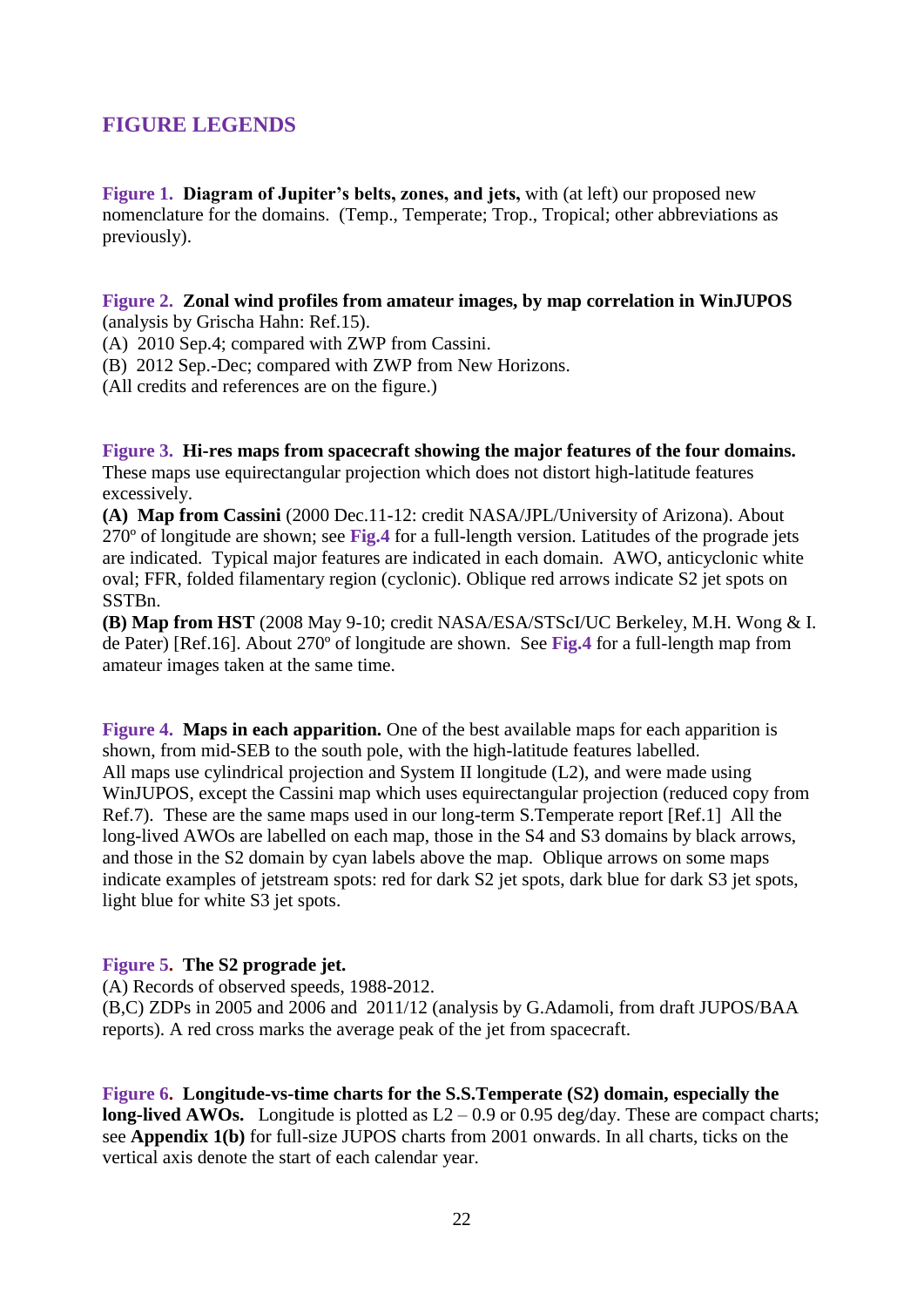## FIGURE LEGENDS

**Figure 1. Diagram of Jupiter's belts, zones, and jets,** with (at left) our proposed new nomenclature for the domains. (Temp., Temperate; Trop., Tropical; other abbreviations as previously).

**Figure 2. Zonal wind profiles from amateur images, by map correlation in WinJUPOS** (analysis by Grischa Hahn: Ref.15).
(A) 2010 Sep.4; compared with ZWP from Cassini.
(B) 2012 Sep.-Dec; compared with ZWP from New Horizons.
(All credits and references are on the figure.)

**Figure 3. Hi-res maps from spacecraft showing the major features of the four domains.** These maps use equirectangular projection which does not distort high-latitude features excessively.
**(A) Map from Cassini** (2000 Dec.11-12: credit NASA/JPL/University of Arizona). About 270º of longitude are shown; see **Fig.4** for a full-length version. Latitudes of the prograde jets are indicated. Typical major features are indicated in each domain. AWO, anticyclonic white oval; FFR, folded filamentary region (cyclonic). Oblique red arrows indicate S2 jet spots on SSTBn.
**(B) Map from HST** (2008 May 9-10; credit NASA/ESA/STScI/UC Berkeley, M.H. Wong & I. de Pater) [Ref.16]. About 270º of longitude are shown. See **Fig.4** for a full-length map from amateur images taken at the same time.

**Figure 4. Maps in each apparition.** One of the best available maps for each apparition is shown, from mid-SEB to the south pole, with the high-latitude features labelled.
All maps use cylindrical projection and System II longitude (L2), and were made using WinJUPOS, except the Cassini map which uses equirectangular projection (reduced copy from Ref.7). These are the same maps used in our long-term S.Temperate report [Ref.1] All the long-lived AWOs are labelled on each map, those in the S4 and S3 domains by black arrows, and those in the S2 domain by cyan labels above the map. Oblique arrows on some maps indicate examples of jetstream spots: red for dark S2 jet spots, dark blue for dark S3 jet spots, light blue for white S3 jet spots.

**Figure 5. The S2 prograde jet.**
(A) Records of observed speeds, 1988-2012.
(B,C) ZDPs in 2005 and 2006 and 2011/12 (analysis by G.Adamoli, from draft JUPOS/BAA reports). A red cross marks the average peak of the jet from spacecraft.

**Figure 6. Longitude-vs-time charts for the S.S.Temperate (S2) domain, especially the long-lived AWOs.** Longitude is plotted as L2 – 0.9 or 0.95 deg/day. These are compact charts; see **Appendix 1(b)** for full-size JUPOS charts from 2001 onwards. In all charts, ticks on the vertical axis denote the start of each calendar year.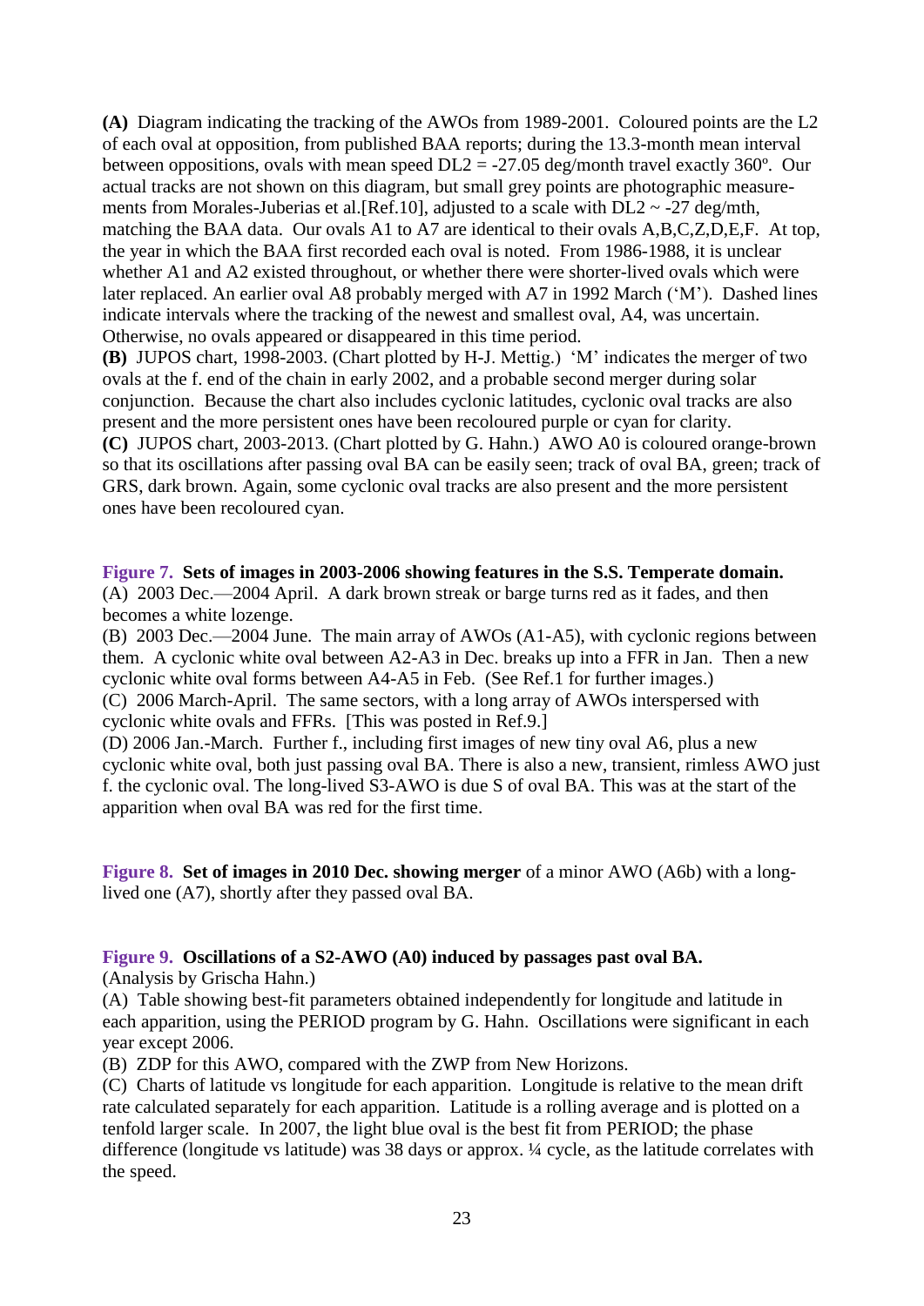**(A)** Diagram indicating the tracking of the AWOs from 1989-2001. Coloured points are the L2 of each oval at opposition, from published BAA reports; during the 13.3-month mean interval between oppositions, ovals with mean speed DL2 = -27.05 deg/month travel exactly 360º. Our actual tracks are not shown on this diagram, but small grey points are photographic measurements from Morales-Juberias et al.[Ref.10], adjusted to a scale with DL2 ~ -27 deg/mth, matching the BAA data. Our ovals A1 to A7 are identical to their ovals A,B,C,Z,D,E,F. At top, the year in which the BAA first recorded each oval is noted. From 1986-1988, it is unclear whether A1 and A2 existed throughout, or whether there were shorter-lived ovals which were later replaced. An earlier oval A8 probably merged with A7 in 1992 March ('M'). Dashed lines indicate intervals where the tracking of the newest and smallest oval, A4, was uncertain. Otherwise, no ovals appeared or disappeared in this time period.

**(B)** JUPOS chart, 1998-2003. (Chart plotted by H-J. Mettig.) 'M' indicates the merger of two ovals at the f. end of the chain in early 2002, and a probable second merger during solar conjunction. Because the chart also includes cyclonic latitudes, cyclonic oval tracks are also present and the more persistent ones have been recoloured purple or cyan for clarity.

**(C)** JUPOS chart, 2003-2013. (Chart plotted by G. Hahn.) AWO A0 is coloured orange-brown so that its oscillations after passing oval BA can be easily seen; track of oval BA, green; track of GRS, dark brown. Again, some cyclonic oval tracks are also present and the more persistent ones have been recoloured cyan.

**Figure 7. Sets of images in 2003-2006 showing features in the S.S. Temperate domain.**

(A) 2003 Dec.—2004 April. A dark brown streak or barge turns red as it fades, and then becomes a white lozenge.

(B) 2003 Dec.—2004 June. The main array of AWOs (A1-A5), with cyclonic regions between them. A cyclonic white oval between A2-A3 in Dec. breaks up into a FFR in Jan. Then a new cyclonic white oval forms between A4-A5 in Feb. (See Ref.1 for further images.)

(C) 2006 March-April. The same sectors, with a long array of AWOs interspersed with cyclonic white ovals and FFRs. [This was posted in Ref.9.]

(D) 2006 Jan.-March. Further f., including first images of new tiny oval A6, plus a new cyclonic white oval, both just passing oval BA. There is also a new, transient, rimless AWO just f. the cyclonic oval. The long-lived S3-AWO is due S of oval BA. This was at the start of the apparition when oval BA was red for the first time.

**Figure 8. Set of images in 2010 Dec. showing merger** of a minor AWO (A6b) with a long-lived one (A7), shortly after they passed oval BA.

**Figure 9. Oscillations of a S2-AWO (A0) induced by passages past oval BA.**

(Analysis by Grischa Hahn.)

(A) Table showing best-fit parameters obtained independently for longitude and latitude in each apparition, using the PERIOD program by G. Hahn. Oscillations were significant in each year except 2006.

(B) ZDP for this AWO, compared with the ZWP from New Horizons.

(C) Charts of latitude vs longitude for each apparition. Longitude is relative to the mean drift rate calculated separately for each apparition. Latitude is a rolling average and is plotted on a tenfold larger scale. In 2007, the light blue oval is the best fit from PERIOD; the phase difference (longitude vs latitude) was 38 days or approx. ¼ cycle, as the latitude correlates with the speed.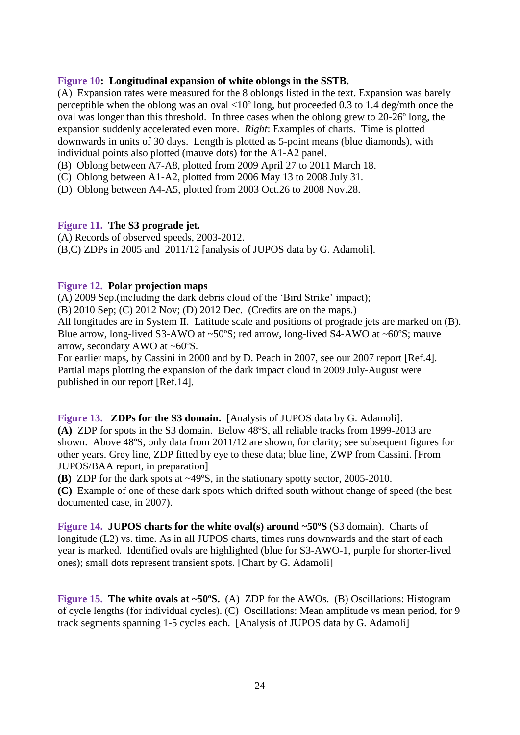**Figure 10: Longitudinal expansion of white oblongs in the SSTB.**

(A) Expansion rates were measured for the 8 oblongs listed in the text. Expansion was barely perceptible when the oblong was an oval <10º long, but proceeded 0.3 to 1.4 deg/mth once the oval was longer than this threshold. In three cases when the oblong grew to 20-26º long, the expansion suddenly accelerated even more. *Right*: Examples of charts. Time is plotted downwards in units of 30 days. Length is plotted as 5-point means (blue diamonds), with individual points also plotted (mauve dots) for the A1-A2 panel.

(B) Oblong between A7-A8, plotted from 2009 April 27 to 2011 March 18.

(C) Oblong between A1-A2, plotted from 2006 May 13 to 2008 July 31.

(D) Oblong between A4-A5, plotted from 2003 Oct.26 to 2008 Nov.28.

**Figure 11. The S3 prograde jet.**

(A) Records of observed speeds, 2003-2012.

(B,C) ZDPs in 2005 and 2011/12 [analysis of JUPOS data by G. Adamoli].

**Figure 12. Polar projection maps**

(A) 2009 Sep.(including the dark debris cloud of the 'Bird Strike' impact);

(B) 2010 Sep; (C) 2012 Nov; (D) 2012 Dec. (Credits are on the maps.)

All longitudes are in System II. Latitude scale and positions of prograde jets are marked on (B). Blue arrow, long-lived S3-AWO at ~50ºS; red arrow, long-lived S4-AWO at ~60ºS; mauve arrow, secondary AWO at ~60ºS.

For earlier maps, by Cassini in 2000 and by D. Peach in 2007, see our 2007 report [Ref.4]. Partial maps plotting the expansion of the dark impact cloud in 2009 July-August were published in our report [Ref.14].

**Figure 13. ZDPs for the S3 domain.** [Analysis of JUPOS data by G. Adamoli].

**(A)** ZDP for spots in the S3 domain. Below 48ºS, all reliable tracks from 1999-2013 are shown. Above 48ºS, only data from 2011/12 are shown, for clarity; see subsequent figures for other years. Grey line, ZDP fitted by eye to these data; blue line, ZWP from Cassini. [From JUPOS/BAA report, in preparation]

**(B)** ZDP for the dark spots at ~49ºS, in the stationary spotty sector, 2005-2010.

**(C)** Example of one of these dark spots which drifted south without change of speed (the best documented case, in 2007).

**Figure 14. JUPOS charts for the white oval(s) around ~50ºS** (S3 domain). Charts of longitude (L2) vs. time. As in all JUPOS charts, times runs downwards and the start of each year is marked. Identified ovals are highlighted (blue for S3-AWO-1, purple for shorter-lived ones); small dots represent transient spots. [Chart by G. Adamoli]

**Figure 15. The white ovals at ~50ºS.** (A) ZDP for the AWOs. (B) Oscillations: Histogram of cycle lengths (for individual cycles). (C) Oscillations: Mean amplitude vs mean period, for 9 track segments spanning 1-5 cycles each. [Analysis of JUPOS data by G. Adamoli]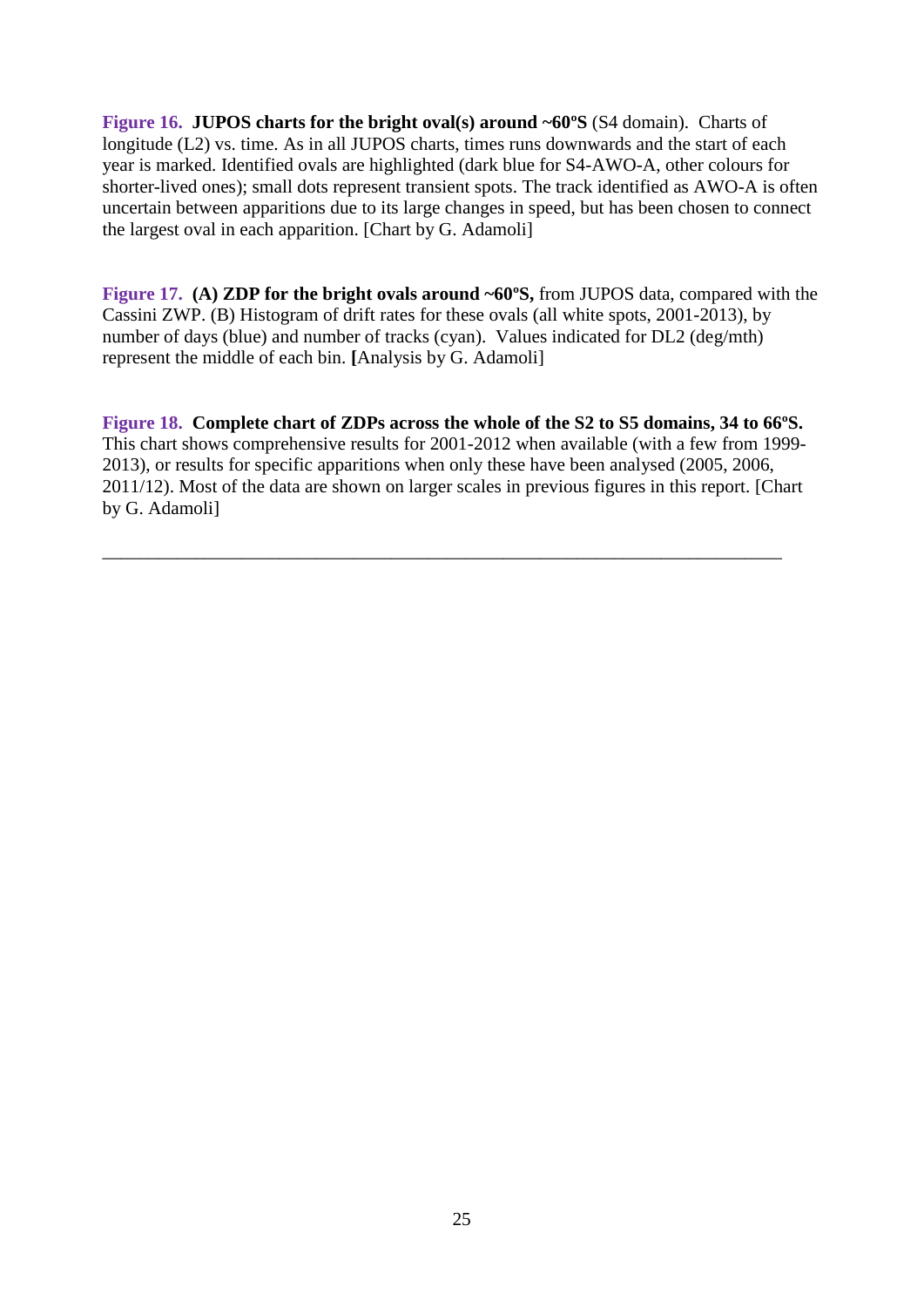**Figure 16. JUPOS charts for the bright oval(s) around ~60ºS** (S4 domain). Charts of longitude (L2) vs. time. As in all JUPOS charts, times runs downwards and the start of each year is marked. Identified ovals are highlighted (dark blue for S4-AWO-A, other colours for shorter-lived ones); small dots represent transient spots. The track identified as AWO-A is often uncertain between apparitions due to its large changes in speed, but has been chosen to connect the largest oval in each apparition. [Chart by G. Adamoli]

**Figure 17. (A) ZDP for the bright ovals around ~60ºS,** from JUPOS data, compared with the Cassini ZWP. (B) Histogram of drift rates for these ovals (all white spots, 2001-2013), by number of days (blue) and number of tracks (cyan). Values indicated for DL2 (deg/mth) represent the middle of each bin. **[**Analysis by G. Adamoli]

**Figure 18. Complete chart of ZDPs across the whole of the S2 to S5 domains, 34 to 66ºS.** This chart shows comprehensive results for 2001-2012 when available (with a few from 1999-2013), or results for specific apparitions when only these have been analysed (2005, 2006, 2011/12). Most of the data are shown on larger scales in previous figures in this report. [Chart by G. Adamoli]

---